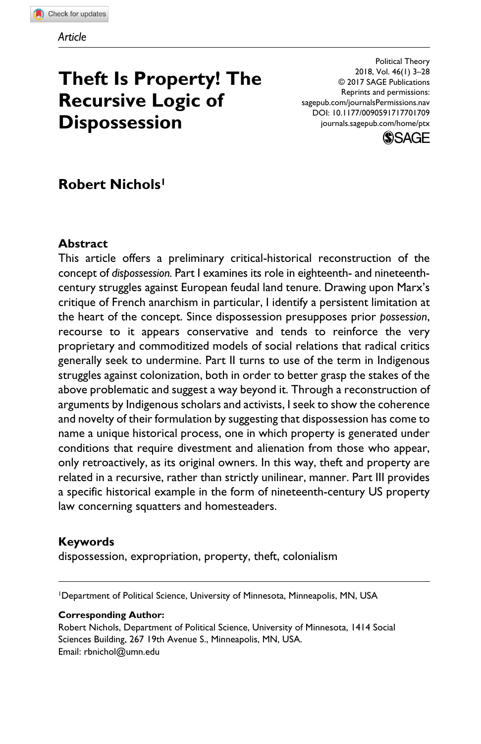*Article*

# Theft Is Property! The Recursive Logic of Dispossession

**Robert Nichols**[1]

## Abstract

This article offers a preliminary critical-historical reconstruction of the concept of *dispossession.* Part I examines its role in eighteenth- and nineteenth-century struggles against European feudal land tenure. Drawing upon Marx's critique of French anarchism in particular, I identify a persistent limitation at the heart of the concept. Since dispossession presupposes prior *possession*, recourse to it appears conservative and tends to reinforce the very proprietary and commoditized models of social relations that radical critics generally seek to undermine. Part II turns to use of the term in Indigenous struggles against colonization, both in order to better grasp the stakes of the above problematic and suggest a way beyond it. Through a reconstruction of arguments by Indigenous scholars and activists, I seek to show the coherence and novelty of their formulation by suggesting that dispossession has come to name a unique historical process, one in which property is generated under conditions that require divestment and alienation from those who appear, only retroactively, as its original owners. In this way, theft and property are related in a recursive, rather than strictly unilinear, manner. Part III provides a specific historical example in the form of nineteenth-century US property law concerning squatters and homesteaders.

## Keywords

dispossession, expropriation, property, theft, colonialism

---

[1]Department of Political Science, University of Minnesota, Minneapolis, MN, USA

**Corresponding Author:**
Robert Nichols, Department of Political Science, University of Minnesota, 1414 Social Sciences Building, 267 19th Avenue S., Minneapolis, MN, USA.
Email: rbnichol@umn.edu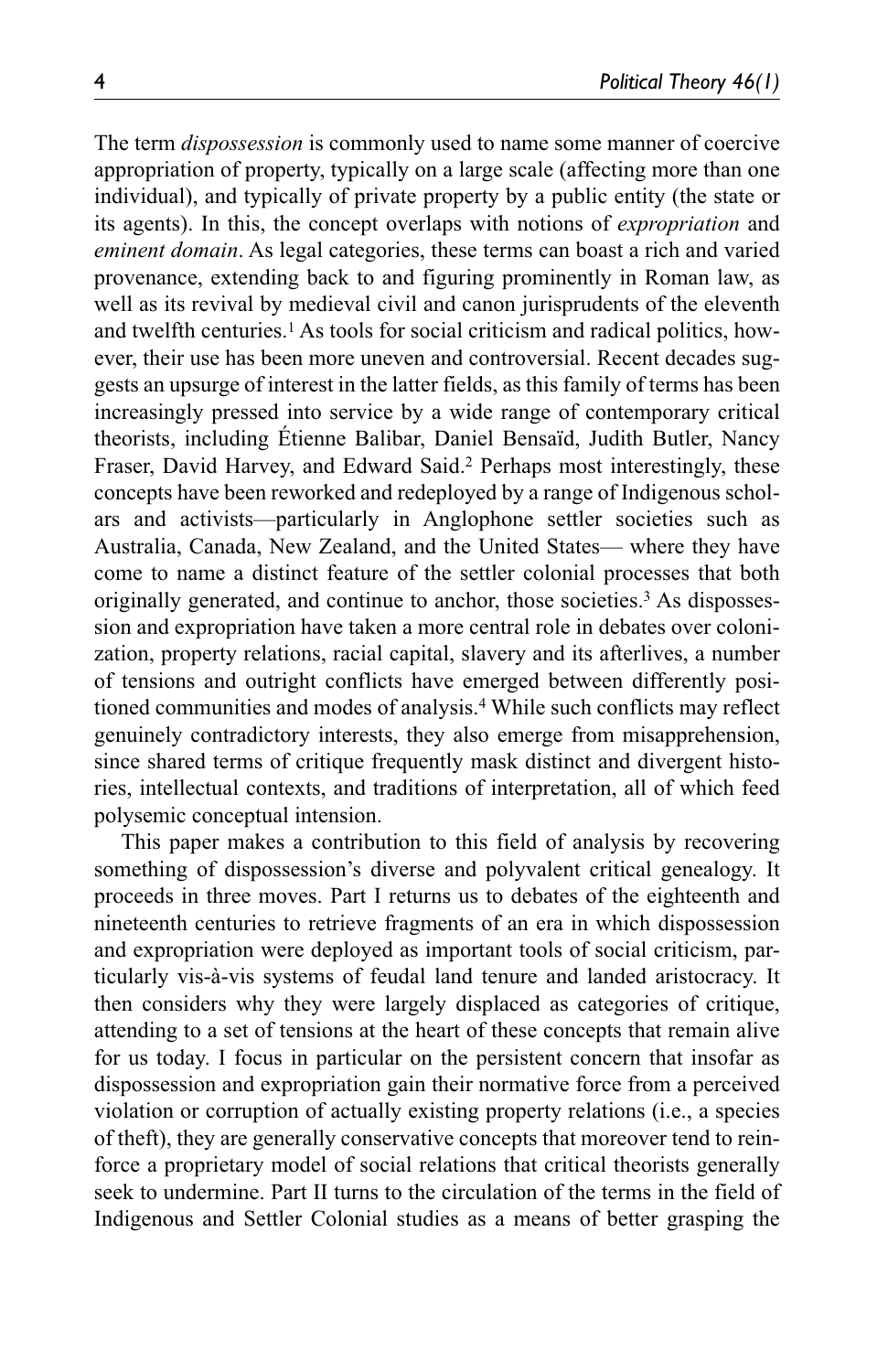The term *dispossession* is commonly used to name some manner of coercive appropriation of property, typically on a large scale (affecting more than one individual), and typically of private property by a public entity (the state or its agents). In this, the concept overlaps with notions of *expropriation* and *eminent domain*. As legal categories, these terms can boast a rich and varied provenance, extending back to and figuring prominently in Roman law, as well as its revival by medieval civil and canon jurisprudents of the eleventh and twelfth centuries.[1] As tools for social criticism and radical politics, however, their use has been more uneven and controversial. Recent decades suggests an upsurge of interest in the latter fields, as this family of terms has been increasingly pressed into service by a wide range of contemporary critical theorists, including Étienne Balibar, Daniel Bensaïd, Judith Butler, Nancy Fraser, David Harvey, and Edward Said.[2] Perhaps most interestingly, these concepts have been reworked and redeployed by a range of Indigenous scholars and activists—particularly in Anglophone settler societies such as Australia, Canada, New Zealand, and the United States— where they have come to name a distinct feature of the settler colonial processes that both originally generated, and continue to anchor, those societies.[3] As dispossession and expropriation have taken a more central role in debates over colonization, property relations, racial capital, slavery and its afterlives, a number of tensions and outright conflicts have emerged between differently positioned communities and modes of analysis.[4] While such conflicts may reflect genuinely contradictory interests, they also emerge from misapprehension, since shared terms of critique frequently mask distinct and divergent histories, intellectual contexts, and traditions of interpretation, all of which feed polysemic conceptual intension.

This paper makes a contribution to this field of analysis by recovering something of dispossession's diverse and polyvalent critical genealogy. It proceeds in three moves. Part I returns us to debates of the eighteenth and nineteenth centuries to retrieve fragments of an era in which dispossession and expropriation were deployed as important tools of social criticism, particularly vis-à-vis systems of feudal land tenure and landed aristocracy. It then considers why they were largely displaced as categories of critique, attending to a set of tensions at the heart of these concepts that remain alive for us today. I focus in particular on the persistent concern that insofar as dispossession and expropriation gain their normative force from a perceived violation or corruption of actually existing property relations (i.e., a species of theft), they are generally conservative concepts that moreover tend to reinforce a proprietary model of social relations that critical theorists generally seek to undermine. Part II turns to the circulation of the terms in the field of Indigenous and Settler Colonial studies as a means of better grasping the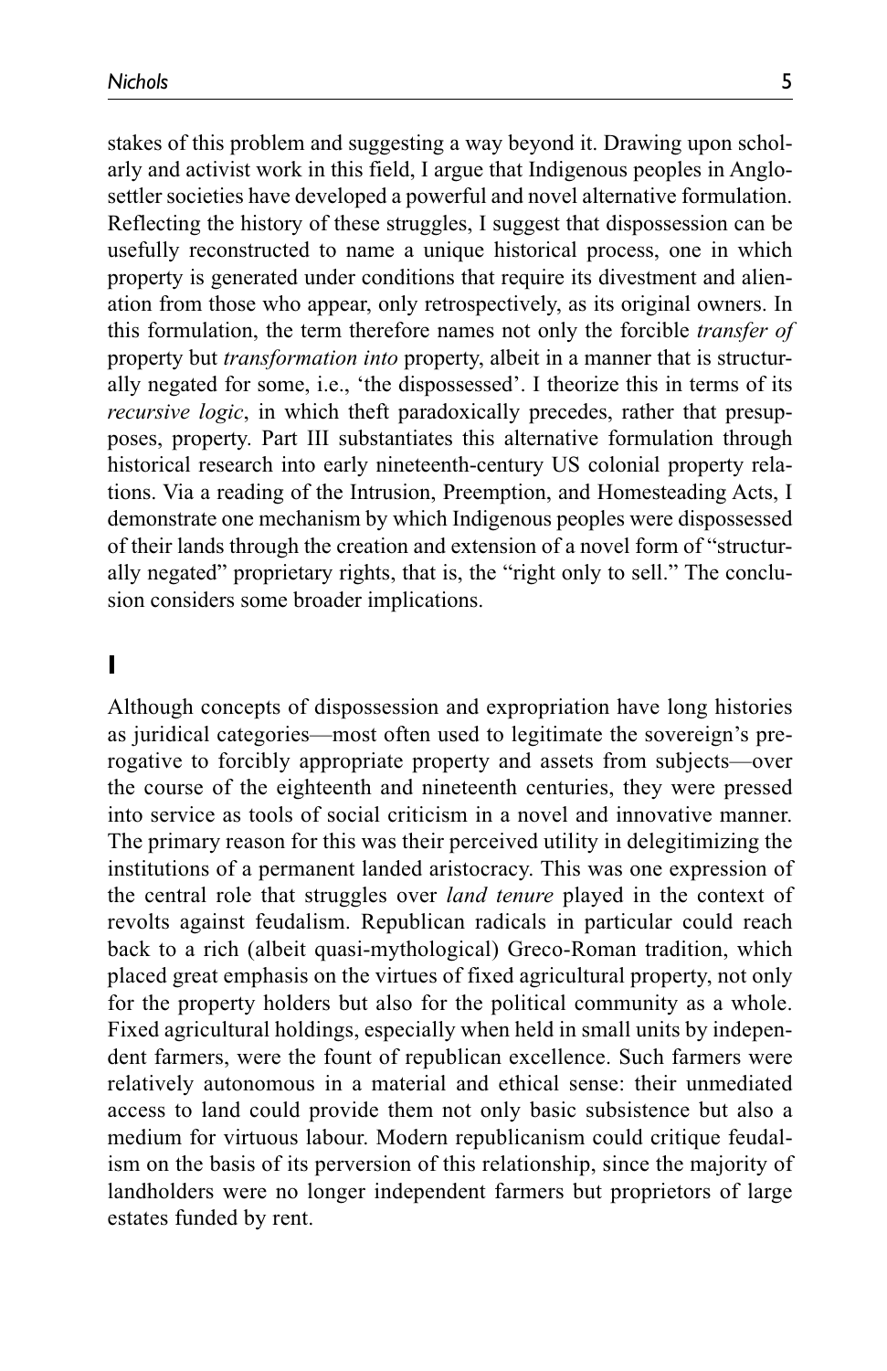stakes of this problem and suggesting a way beyond it. Drawing upon scholarly and activist work in this field, I argue that Indigenous peoples in Anglo-settler societies have developed a powerful and novel alternative formulation. Reflecting the history of these struggles, I suggest that dispossession can be usefully reconstructed to name a unique historical process, one in which property is generated under conditions that require its divestment and alienation from those who appear, only retrospectively, as its original owners. In this formulation, the term therefore names not only the forcible *transfer of* property but *transformation into* property, albeit in a manner that is structurally negated for some, i.e., 'the dispossessed'. I theorize this in terms of its *recursive logic*, in which theft paradoxically precedes, rather that presupposes, property. Part III substantiates this alternative formulation through historical research into early nineteenth-century US colonial property relations. Via a reading of the Intrusion, Preemption, and Homesteading Acts, I demonstrate one mechanism by which Indigenous peoples were dispossessed of their lands through the creation and extension of a novel form of "structurally negated" proprietary rights, that is, the "right only to sell." The conclusion considers some broader implications.

## I

Although concepts of dispossession and expropriation have long histories as juridical categories—most often used to legitimate the sovereign's prerogative to forcibly appropriate property and assets from subjects—over the course of the eighteenth and nineteenth centuries, they were pressed into service as tools of social criticism in a novel and innovative manner. The primary reason for this was their perceived utility in delegitimizing the institutions of a permanent landed aristocracy. This was one expression of the central role that struggles over *land tenure* played in the context of revolts against feudalism. Republican radicals in particular could reach back to a rich (albeit quasi-mythological) Greco-Roman tradition, which placed great emphasis on the virtues of fixed agricultural property, not only for the property holders but also for the political community as a whole. Fixed agricultural holdings, especially when held in small units by independent farmers, were the fount of republican excellence. Such farmers were relatively autonomous in a material and ethical sense: their unmediated access to land could provide them not only basic subsistence but also a medium for virtuous labour. Modern republicanism could critique feudalism on the basis of its perversion of this relationship, since the majority of landholders were no longer independent farmers but proprietors of large estates funded by rent.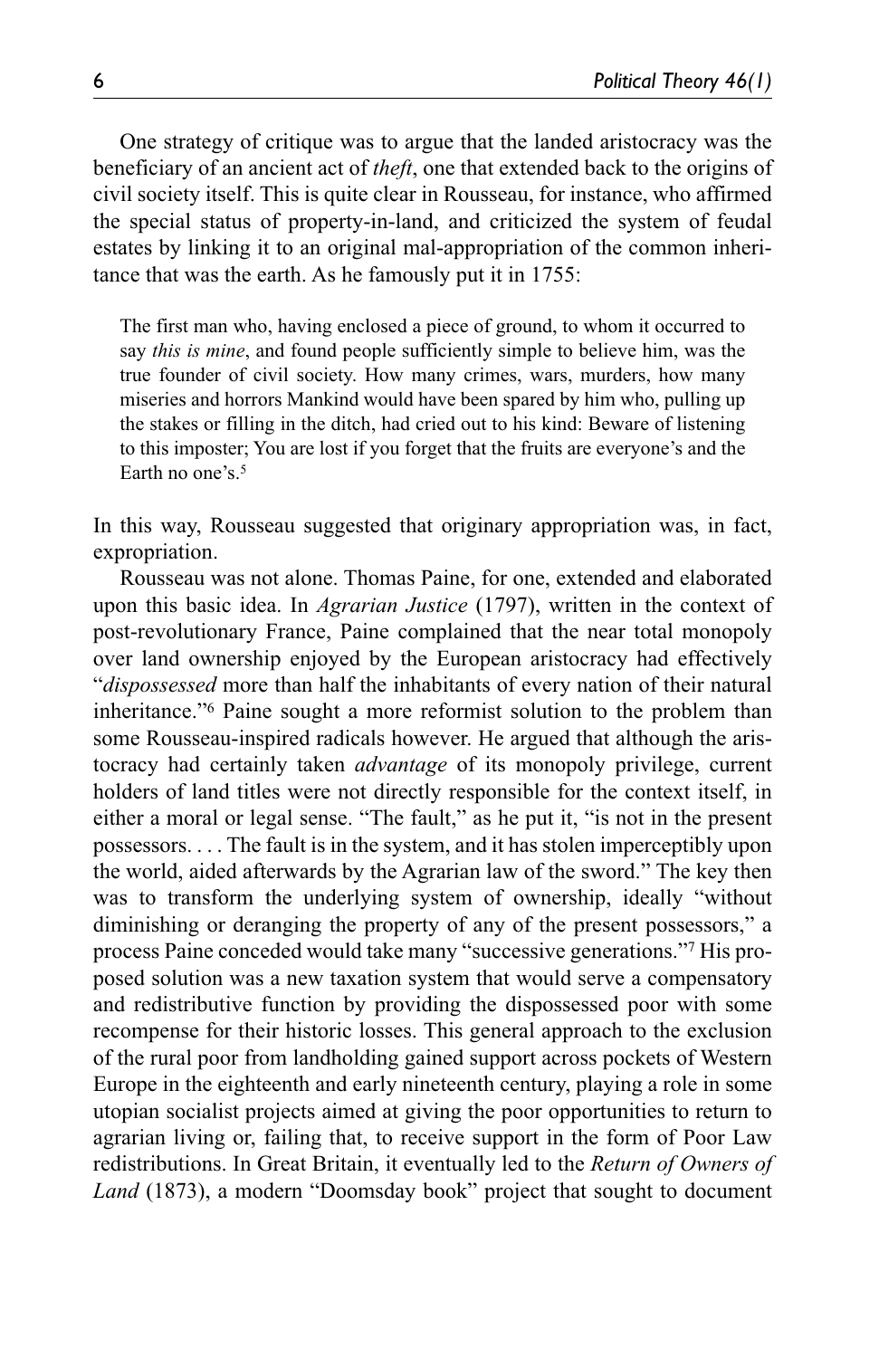One strategy of critique was to argue that the landed aristocracy was the beneficiary of an ancient act of *theft*, one that extended back to the origins of civil society itself. This is quite clear in Rousseau, for instance, who affirmed the special status of property-in-land, and criticized the system of feudal estates by linking it to an original mal-appropriation of the common inheritance that was the earth. As he famously put it in 1755:

> The first man who, having enclosed a piece of ground, to whom it occurred to say *this is mine*, and found people sufficiently simple to believe him, was the true founder of civil society. How many crimes, wars, murders, how many miseries and horrors Mankind would have been spared by him who, pulling up the stakes or filling in the ditch, had cried out to his kind: Beware of listening to this imposter; You are lost if you forget that the fruits are everyone's and the Earth no one's.[5]

In this way, Rousseau suggested that originary appropriation was, in fact, expropriation.

Rousseau was not alone. Thomas Paine, for one, extended and elaborated upon this basic idea. In *Agrarian Justice* (1797), written in the context of post-revolutionary France, Paine complained that the near total monopoly over land ownership enjoyed by the European aristocracy had effectively "*dispossessed* more than half the inhabitants of every nation of their natural inheritance."[6] Paine sought a more reformist solution to the problem than some Rousseau-inspired radicals however. He argued that although the aristocracy had certainly taken *advantage* of its monopoly privilege, current holders of land titles were not directly responsible for the context itself, in either a moral or legal sense. "The fault," as he put it, "is not in the present possessors. . . . The fault is in the system, and it has stolen imperceptibly upon the world, aided afterwards by the Agrarian law of the sword." The key then was to transform the underlying system of ownership, ideally "without diminishing or deranging the property of any of the present possessors," a process Paine conceded would take many "successive generations."[7] His proposed solution was a new taxation system that would serve a compensatory and redistributive function by providing the dispossessed poor with some recompense for their historic losses. This general approach to the exclusion of the rural poor from landholding gained support across pockets of Western Europe in the eighteenth and early nineteenth century, playing a role in some utopian socialist projects aimed at giving the poor opportunities to return to agrarian living or, failing that, to receive support in the form of Poor Law redistributions. In Great Britain, it eventually led to the *Return of Owners of Land* (1873), a modern "Doomsday book" project that sought to document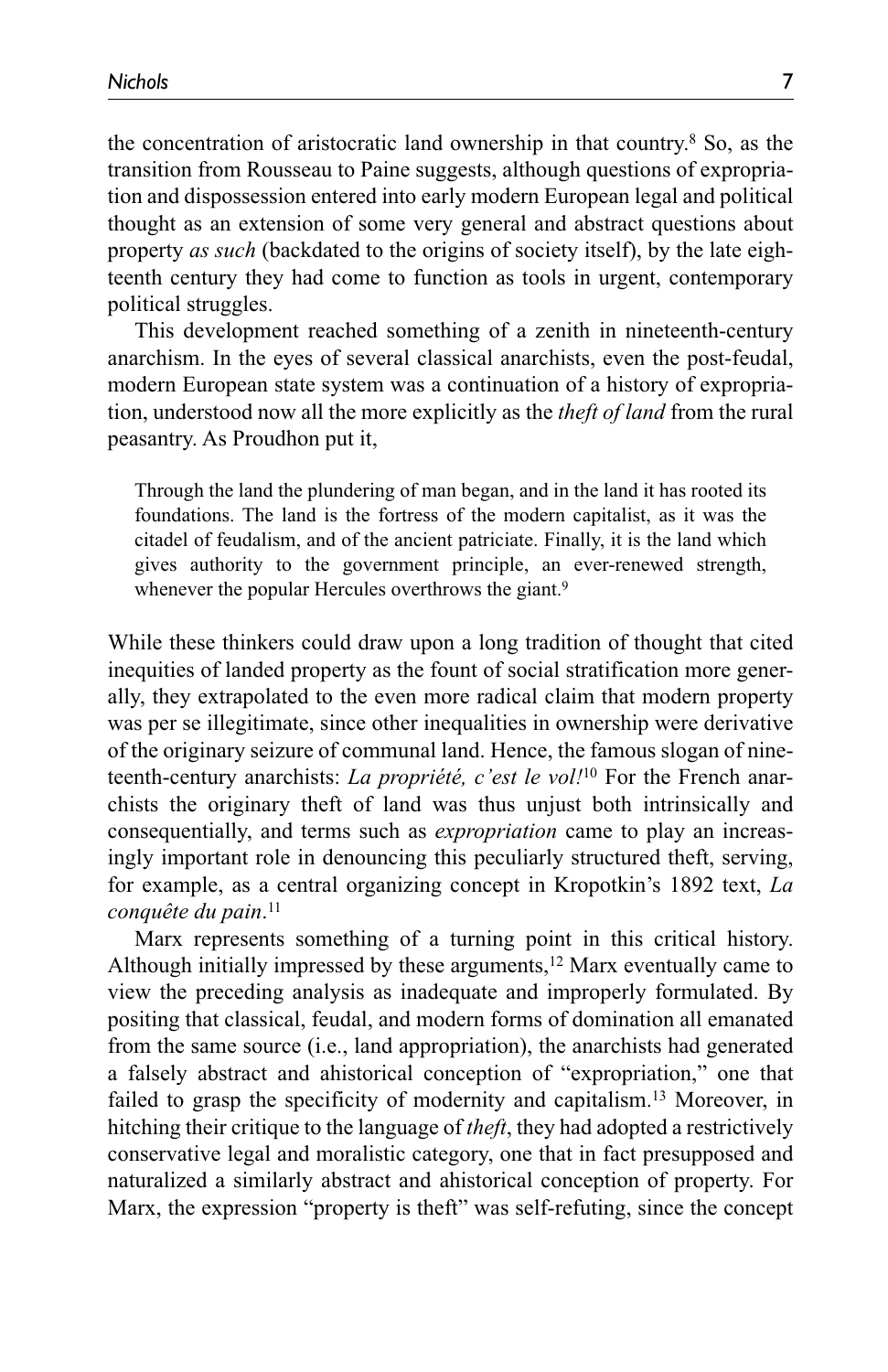the concentration of aristocratic land ownership in that country.[8] So, as the transition from Rousseau to Paine suggests, although questions of expropriation and dispossession entered into early modern European legal and political thought as an extension of some very general and abstract questions about property *as such* (backdated to the origins of society itself), by the late eighteenth century they had come to function as tools in urgent, contemporary political struggles.

This development reached something of a zenith in nineteenth-century anarchism. In the eyes of several classical anarchists, even the post-feudal, modern European state system was a continuation of a history of expropriation, understood now all the more explicitly as the *theft of land* from the rural peasantry. As Proudhon put it,

> Through the land the plundering of man began, and in the land it has rooted its foundations. The land is the fortress of the modern capitalist, as it was the citadel of feudalism, and of the ancient patriciate. Finally, it is the land which gives authority to the government principle, an ever-renewed strength, whenever the popular Hercules overthrows the giant.[9]

While these thinkers could draw upon a long tradition of thought that cited inequities of landed property as the fount of social stratification more generally, they extrapolated to the even more radical claim that modern property was per se illegitimate, since other inequalities in ownership were derivative of the originary seizure of communal land. Hence, the famous slogan of nineteenth-century anarchists: *La propriété, c'est le vol!*[10] For the French anarchists the originary theft of land was thus unjust both intrinsically and consequentially, and terms such as *expropriation* came to play an increasingly important role in denouncing this peculiarly structured theft, serving, for example, as a central organizing concept in Kropotkin's 1892 text, *La conquête du pain*.[11]

Marx represents something of a turning point in this critical history. Although initially impressed by these arguments,[12] Marx eventually came to view the preceding analysis as inadequate and improperly formulated. By positing that classical, feudal, and modern forms of domination all emanated from the same source (i.e., land appropriation), the anarchists had generated a falsely abstract and ahistorical conception of "expropriation," one that failed to grasp the specificity of modernity and capitalism.[13] Moreover, in hitching their critique to the language of *theft*, they had adopted a restrictively conservative legal and moralistic category, one that in fact presupposed and naturalized a similarly abstract and ahistorical conception of property. For Marx, the expression "property is theft" was self-refuting, since the concept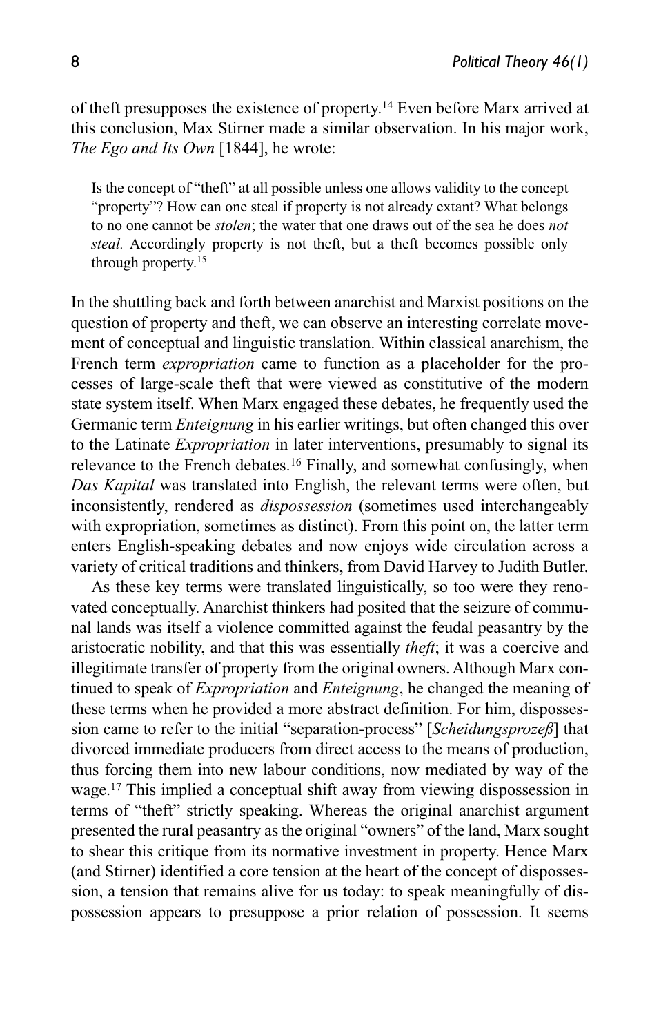of theft presupposes the existence of property.[14] Even before Marx arrived at this conclusion, Max Stirner made a similar observation. In his major work, *The Ego and Its Own* [1844], he wrote:

> Is the concept of "theft" at all possible unless one allows validity to the concept "property"? How can one steal if property is not already extant? What belongs to no one cannot be *stolen*; the water that one draws out of the sea he does *not steal.* Accordingly property is not theft, but a theft becomes possible only through property.[15]

In the shuttling back and forth between anarchist and Marxist positions on the question of property and theft, we can observe an interesting correlate movement of conceptual and linguistic translation. Within classical anarchism, the French term *expropriation* came to function as a placeholder for the processes of large-scale theft that were viewed as constitutive of the modern state system itself. When Marx engaged these debates, he frequently used the Germanic term *Enteignung* in his earlier writings, but often changed this over to the Latinate *Expropriation* in later interventions, presumably to signal its relevance to the French debates.[16] Finally, and somewhat confusingly, when *Das Kapital* was translated into English, the relevant terms were often, but inconsistently, rendered as *dispossession* (sometimes used interchangeably with expropriation, sometimes as distinct). From this point on, the latter term enters English-speaking debates and now enjoys wide circulation across a variety of critical traditions and thinkers, from David Harvey to Judith Butler.

As these key terms were translated linguistically, so too were they renovated conceptually. Anarchist thinkers had posited that the seizure of communal lands was itself a violence committed against the feudal peasantry by the aristocratic nobility, and that this was essentially *theft*; it was a coercive and illegitimate transfer of property from the original owners. Although Marx continued to speak of *Expropriation* and *Enteignung*, he changed the meaning of these terms when he provided a more abstract definition. For him, dispossession came to refer to the initial "separation-process" [*Scheidungsprozeß*] that divorced immediate producers from direct access to the means of production, thus forcing them into new labour conditions, now mediated by way of the wage.[17] This implied a conceptual shift away from viewing dispossession in terms of "theft" strictly speaking. Whereas the original anarchist argument presented the rural peasantry as the original "owners" of the land, Marx sought to shear this critique from its normative investment in property. Hence Marx (and Stirner) identified a core tension at the heart of the concept of dispossession, a tension that remains alive for us today: to speak meaningfully of dispossession appears to presuppose a prior relation of possession. It seems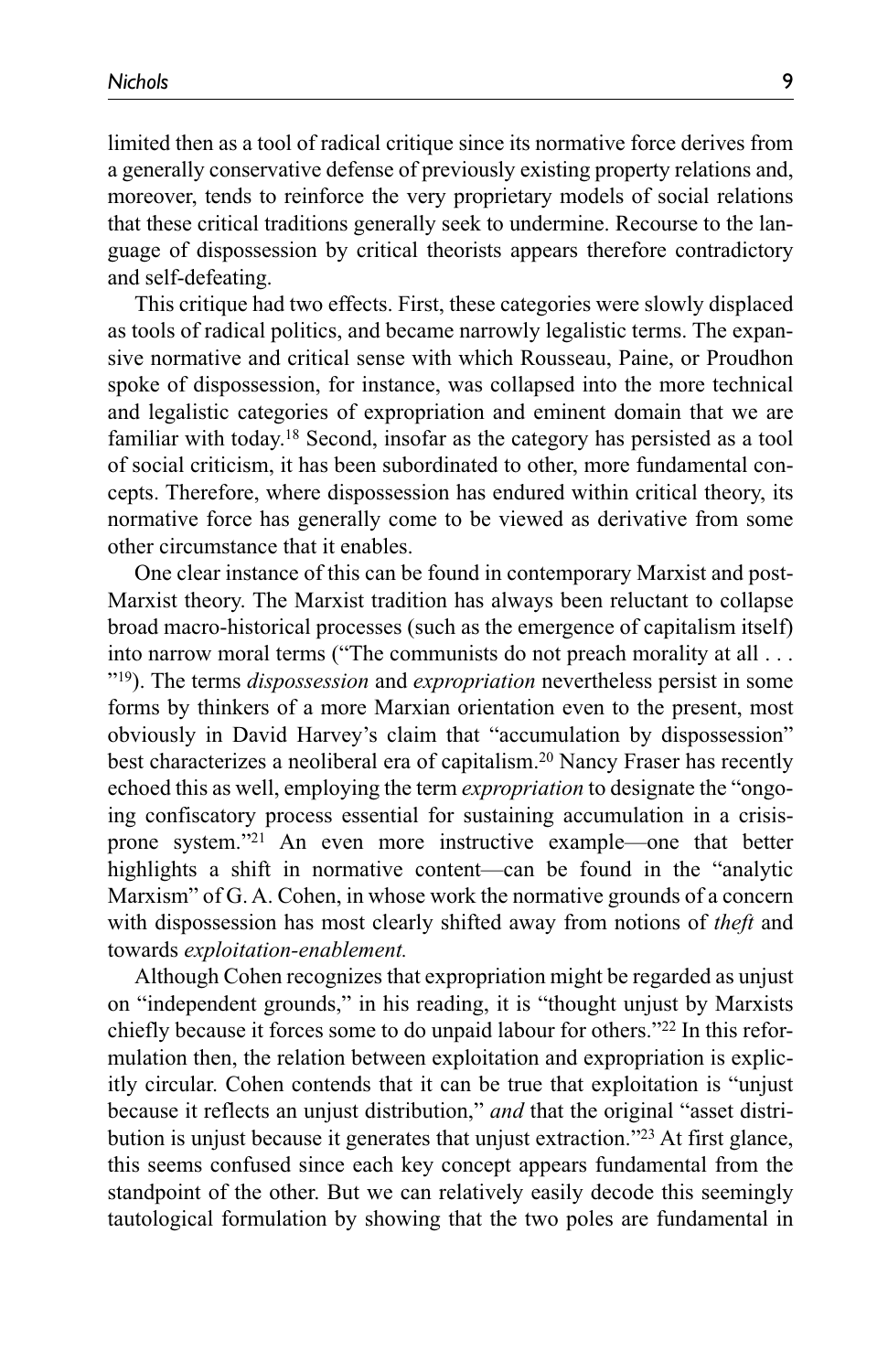limited then as a tool of radical critique since its normative force derives from a generally conservative defense of previously existing property relations and, moreover, tends to reinforce the very proprietary models of social relations that these critical traditions generally seek to undermine. Recourse to the language of dispossession by critical theorists appears therefore contradictory and self-defeating.

This critique had two effects. First, these categories were slowly displaced as tools of radical politics, and became narrowly legalistic terms. The expansive normative and critical sense with which Rousseau, Paine, or Proudhon spoke of dispossession, for instance, was collapsed into the more technical and legalistic categories of expropriation and eminent domain that we are familiar with today.[18] Second, insofar as the category has persisted as a tool of social criticism, it has been subordinated to other, more fundamental concepts. Therefore, where dispossession has endured within critical theory, its normative force has generally come to be viewed as derivative from some other circumstance that it enables.

One clear instance of this can be found in contemporary Marxist and post-Marxist theory. The Marxist tradition has always been reluctant to collapse broad macro-historical processes (such as the emergence of capitalism itself) into narrow moral terms ("The communists do not preach morality at all . . . "[19]). The terms *dispossession* and *expropriation* nevertheless persist in some forms by thinkers of a more Marxian orientation even to the present, most obviously in David Harvey's claim that "accumulation by dispossession" best characterizes a neoliberal era of capitalism.[20] Nancy Fraser has recently echoed this as well, employing the term *expropriation* to designate the "ongoing confiscatory process essential for sustaining accumulation in a crisis-prone system."[21] An even more instructive example—one that better highlights a shift in normative content—can be found in the "analytic Marxism" of G. A. Cohen, in whose work the normative grounds of a concern with dispossession has most clearly shifted away from notions of *theft* and towards *exploitation-enablement.*

Although Cohen recognizes that expropriation might be regarded as unjust on "independent grounds," in his reading, it is "thought unjust by Marxists chiefly because it forces some to do unpaid labour for others."[22] In this reformulation then, the relation between exploitation and expropriation is explicitly circular. Cohen contends that it can be true that exploitation is "unjust because it reflects an unjust distribution," *and* that the original "asset distribution is unjust because it generates that unjust extraction."[23] At first glance, this seems confused since each key concept appears fundamental from the standpoint of the other. But we can relatively easily decode this seemingly tautological formulation by showing that the two poles are fundamental in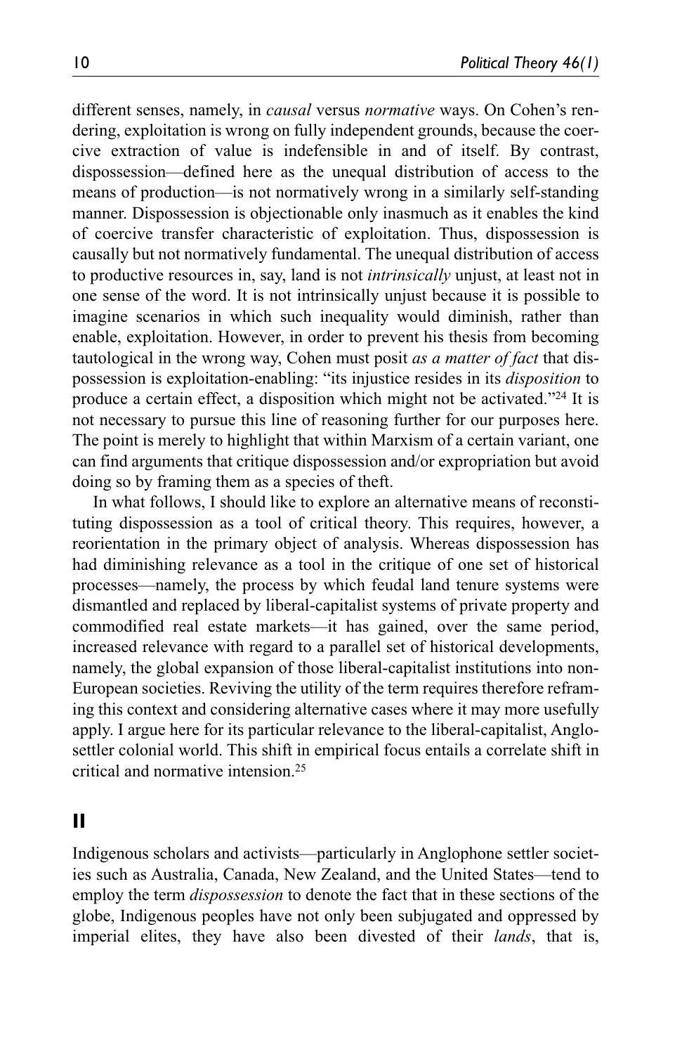different senses, namely, in *causal* versus *normative* ways. On Cohen's rendering, exploitation is wrong on fully independent grounds, because the coercive extraction of value is indefensible in and of itself. By contrast, dispossession—defined here as the unequal distribution of access to the means of production—is not normatively wrong in a similarly self-standing manner. Dispossession is objectionable only inasmuch as it enables the kind of coercive transfer characteristic of exploitation. Thus, dispossession is causally but not normatively fundamental. The unequal distribution of access to productive resources in, say, land is not *intrinsically* unjust, at least not in one sense of the word. It is not intrinsically unjust because it is possible to imagine scenarios in which such inequality would diminish, rather than enable, exploitation. However, in order to prevent his thesis from becoming tautological in the wrong way, Cohen must posit *as a matter of fact* that dispossession is exploitation-enabling: "its injustice resides in its *disposition* to produce a certain effect, a disposition which might not be activated."[24] It is not necessary to pursue this line of reasoning further for our purposes here. The point is merely to highlight that within Marxism of a certain variant, one can find arguments that critique dispossession and/or expropriation but avoid doing so by framing them as a species of theft.

In what follows, I should like to explore an alternative means of reconstituting dispossession as a tool of critical theory. This requires, however, a reorientation in the primary object of analysis. Whereas dispossession has had diminishing relevance as a tool in the critique of one set of historical processes—namely, the process by which feudal land tenure systems were dismantled and replaced by liberal-capitalist systems of private property and commodified real estate markets—it has gained, over the same period, increased relevance with regard to a parallel set of historical developments, namely, the global expansion of those liberal-capitalist institutions into non-European societies. Reviving the utility of the term requires therefore reframing this context and considering alternative cases where it may more usefully apply. I argue here for its particular relevance to the liberal-capitalist, Anglo-settler colonial world. This shift in empirical focus entails a correlate shift in critical and normative intension.[25]

## II

Indigenous scholars and activists—particularly in Anglophone settler societies such as Australia, Canada, New Zealand, and the United States—tend to employ the term *dispossession* to denote the fact that in these sections of the globe, Indigenous peoples have not only been subjugated and oppressed by imperial elites, they have also been divested of their *lands*, that is,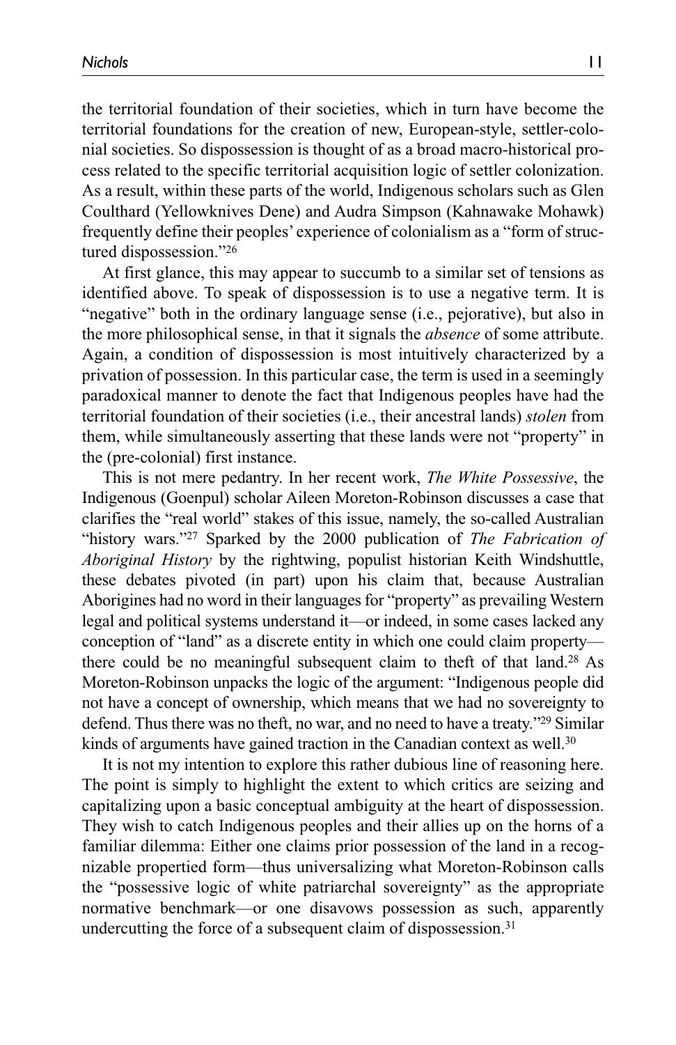the territorial foundation of their societies, which in turn have become the territorial foundations for the creation of new, European-style, settler-colonial societies. So dispossession is thought of as a broad macro-historical process related to the specific territorial acquisition logic of settler colonization. As a result, within these parts of the world, Indigenous scholars such as Glen Coulthard (Yellowknives Dene) and Audra Simpson (Kahnawake Mohawk) frequently define their peoples' experience of colonialism as a "form of structured dispossession."[26]

At first glance, this may appear to succumb to a similar set of tensions as identified above. To speak of dispossession is to use a negative term. It is "negative" both in the ordinary language sense (i.e., pejorative), but also in the more philosophical sense, in that it signals the *absence* of some attribute. Again, a condition of dispossession is most intuitively characterized by a privation of possession. In this particular case, the term is used in a seemingly paradoxical manner to denote the fact that Indigenous peoples have had the territorial foundation of their societies (i.e., their ancestral lands) *stolen* from them, while simultaneously asserting that these lands were not "property" in the (pre-colonial) first instance.

This is not mere pedantry. In her recent work, *The White Possessive*, the Indigenous (Goenpul) scholar Aileen Moreton-Robinson discusses a case that clarifies the "real world" stakes of this issue, namely, the so-called Australian "history wars."[27] Sparked by the 2000 publication of *The Fabrication of Aboriginal History* by the rightwing, populist historian Keith Windshuttle, these debates pivoted (in part) upon his claim that, because Australian Aborigines had no word in their languages for "property" as prevailing Western legal and political systems understand it—or indeed, in some cases lacked any conception of "land" as a discrete entity in which one could claim property—there could be no meaningful subsequent claim to theft of that land.[28] As Moreton-Robinson unpacks the logic of the argument: "Indigenous people did not have a concept of ownership, which means that we had no sovereignty to defend. Thus there was no theft, no war, and no need to have a treaty."[29] Similar kinds of arguments have gained traction in the Canadian context as well.[30]

It is not my intention to explore this rather dubious line of reasoning here. The point is simply to highlight the extent to which critics are seizing and capitalizing upon a basic conceptual ambiguity at the heart of dispossession. They wish to catch Indigenous peoples and their allies up on the horns of a familiar dilemma: Either one claims prior possession of the land in a recognizable propertied form—thus universalizing what Moreton-Robinson calls the "possessive logic of white patriarchal sovereignty" as the appropriate normative benchmark—or one disavows possession as such, apparently undercutting the force of a subsequent claim of dispossession.[31]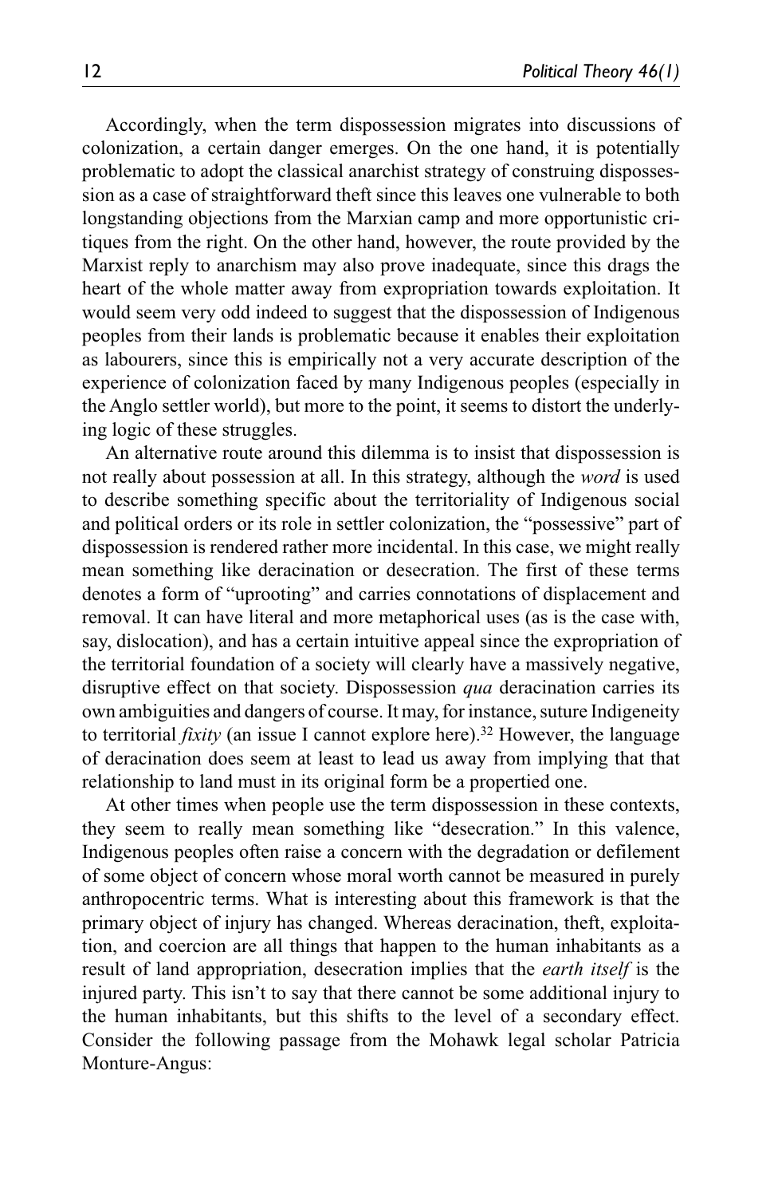Accordingly, when the term dispossession migrates into discussions of colonization, a certain danger emerges. On the one hand, it is potentially problematic to adopt the classical anarchist strategy of construing dispossession as a case of straightforward theft since this leaves one vulnerable to both longstanding objections from the Marxian camp and more opportunistic critiques from the right. On the other hand, however, the route provided by the Marxist reply to anarchism may also prove inadequate, since this drags the heart of the whole matter away from expropriation towards exploitation. It would seem very odd indeed to suggest that the dispossession of Indigenous peoples from their lands is problematic because it enables their exploitation as labourers, since this is empirically not a very accurate description of the experience of colonization faced by many Indigenous peoples (especially in the Anglo settler world), but more to the point, it seems to distort the underlying logic of these struggles.

An alternative route around this dilemma is to insist that dispossession is not really about possession at all. In this strategy, although the *word* is used to describe something specific about the territoriality of Indigenous social and political orders or its role in settler colonization, the "possessive" part of dispossession is rendered rather more incidental. In this case, we might really mean something like deracination or desecration. The first of these terms denotes a form of "uprooting" and carries connotations of displacement and removal. It can have literal and more metaphorical uses (as is the case with, say, dislocation), and has a certain intuitive appeal since the expropriation of the territorial foundation of a society will clearly have a massively negative, disruptive effect on that society. Dispossession *qua* deracination carries its own ambiguities and dangers of course. It may, for instance, suture Indigeneity to territorial *fixity* (an issue I cannot explore here).[32] However, the language of deracination does seem at least to lead us away from implying that that relationship to land must in its original form be a propertied one.

At other times when people use the term dispossession in these contexts, they seem to really mean something like "desecration." In this valence, Indigenous peoples often raise a concern with the degradation or defilement of some object of concern whose moral worth cannot be measured in purely anthropocentric terms. What is interesting about this framework is that the primary object of injury has changed. Whereas deracination, theft, exploitation, and coercion are all things that happen to the human inhabitants as a result of land appropriation, desecration implies that the *earth itself* is the injured party. This isn't to say that there cannot be some additional injury to the human inhabitants, but this shifts to the level of a secondary effect. Consider the following passage from the Mohawk legal scholar Patricia Monture-Angus: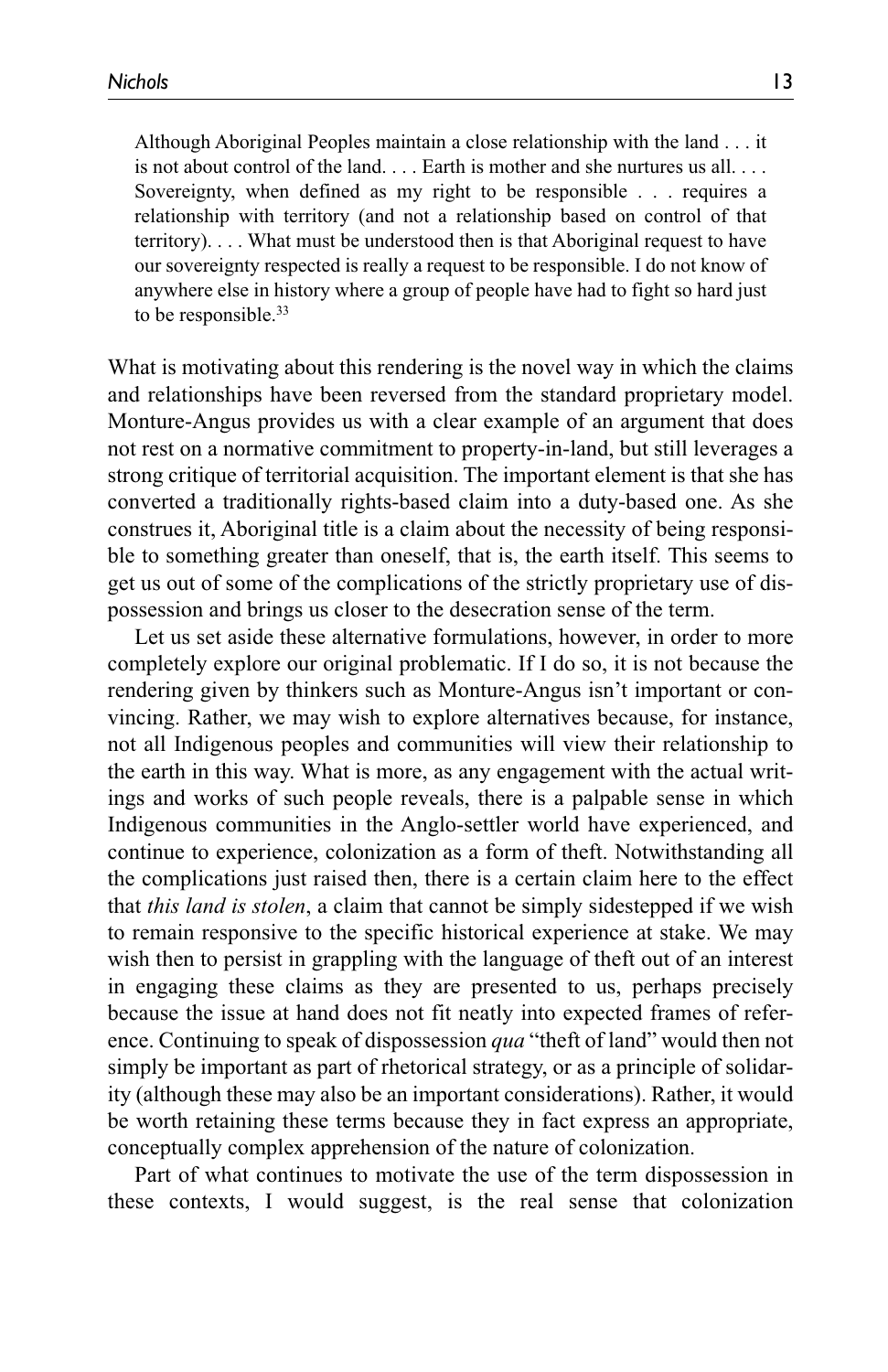> Although Aboriginal Peoples maintain a close relationship with the land . . . it is not about control of the land. . . . Earth is mother and she nurtures us all. . . . Sovereignty, when defined as my right to be responsible . . . requires a relationship with territory (and not a relationship based on control of that territory). . . . What must be understood then is that Aboriginal request to have our sovereignty respected is really a request to be responsible. I do not know of anywhere else in history where a group of people have had to fight so hard just to be responsible.[33]

What is motivating about this rendering is the novel way in which the claims and relationships have been reversed from the standard proprietary model. Monture-Angus provides us with a clear example of an argument that does not rest on a normative commitment to property-in-land, but still leverages a strong critique of territorial acquisition. The important element is that she has converted a traditionally rights-based claim into a duty-based one. As she construes it, Aboriginal title is a claim about the necessity of being responsible to something greater than oneself, that is, the earth itself. This seems to get us out of some of the complications of the strictly proprietary use of dispossession and brings us closer to the desecration sense of the term.

Let us set aside these alternative formulations, however, in order to more completely explore our original problematic. If I do so, it is not because the rendering given by thinkers such as Monture-Angus isn't important or convincing. Rather, we may wish to explore alternatives because, for instance, not all Indigenous peoples and communities will view their relationship to the earth in this way. What is more, as any engagement with the actual writings and works of such people reveals, there is a palpable sense in which Indigenous communities in the Anglo-settler world have experienced, and continue to experience, colonization as a form of theft. Notwithstanding all the complications just raised then, there is a certain claim here to the effect that *this land is stolen*, a claim that cannot be simply sidestepped if we wish to remain responsive to the specific historical experience at stake. We may wish then to persist in grappling with the language of theft out of an interest in engaging these claims as they are presented to us, perhaps precisely because the issue at hand does not fit neatly into expected frames of reference. Continuing to speak of dispossession *qua* "theft of land" would then not simply be important as part of rhetorical strategy, or as a principle of solidarity (although these may also be an important considerations). Rather, it would be worth retaining these terms because they in fact express an appropriate, conceptually complex apprehension of the nature of colonization.

Part of what continues to motivate the use of the term dispossession in these contexts, I would suggest, is the real sense that colonization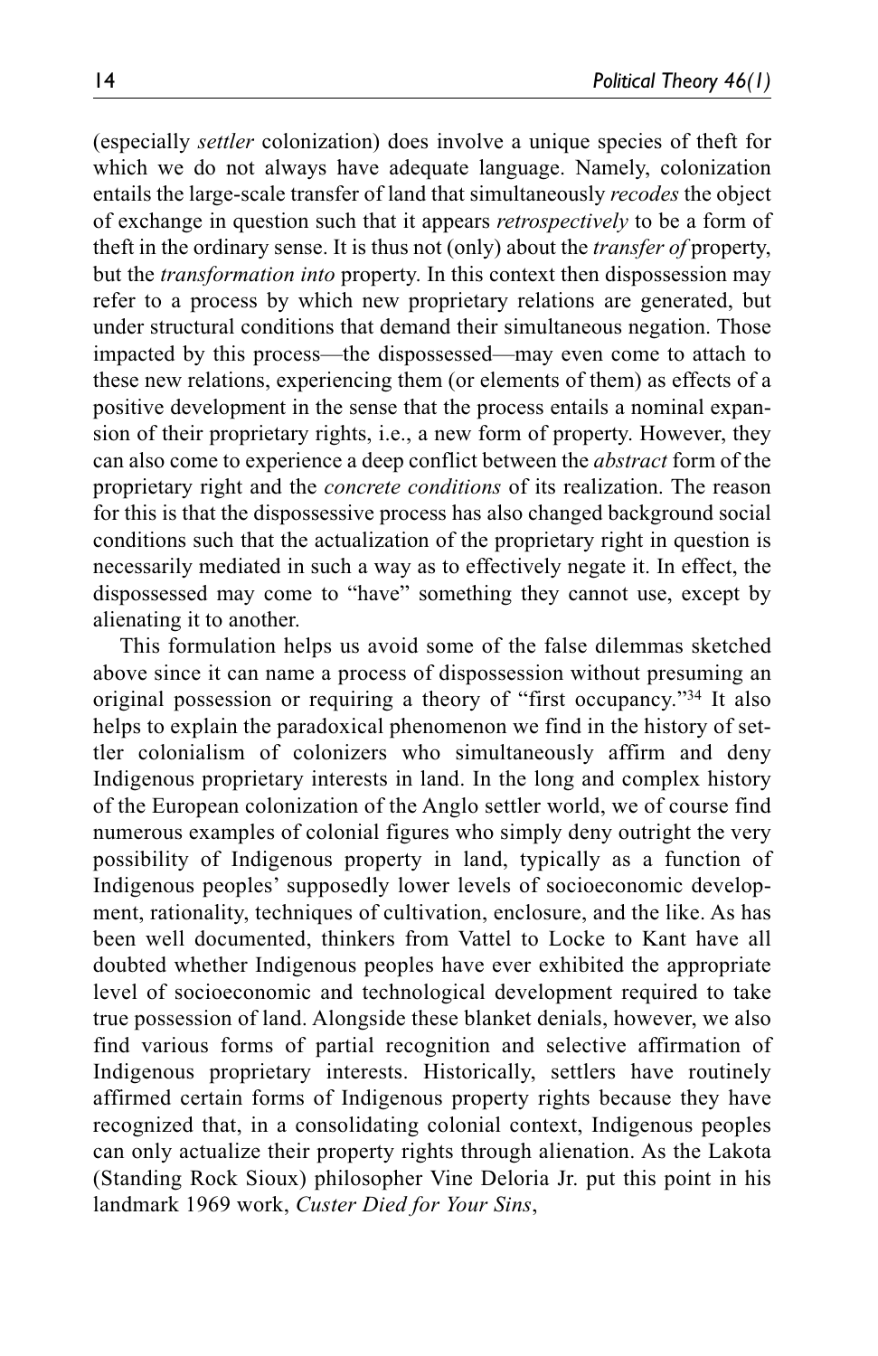(especially *settler* colonization) does involve a unique species of theft for which we do not always have adequate language. Namely, colonization entails the large-scale transfer of land that simultaneously *recodes* the object of exchange in question such that it appears *retrospectively* to be a form of theft in the ordinary sense. It is thus not (only) about the *transfer of* property, but the *transformation into* property. In this context then dispossession may refer to a process by which new proprietary relations are generated, but under structural conditions that demand their simultaneous negation. Those impacted by this process—the dispossessed—may even come to attach to these new relations, experiencing them (or elements of them) as effects of a positive development in the sense that the process entails a nominal expansion of their proprietary rights, i.e., a new form of property. However, they can also come to experience a deep conflict between the *abstract* form of the proprietary right and the *concrete conditions* of its realization. The reason for this is that the dispossessive process has also changed background social conditions such that the actualization of the proprietary right in question is necessarily mediated in such a way as to effectively negate it. In effect, the dispossessed may come to "have" something they cannot use, except by alienating it to another.

This formulation helps us avoid some of the false dilemmas sketched above since it can name a process of dispossession without presuming an original possession or requiring a theory of "first occupancy."[34] It also helps to explain the paradoxical phenomenon we find in the history of settler colonialism of colonizers who simultaneously affirm and deny Indigenous proprietary interests in land. In the long and complex history of the European colonization of the Anglo settler world, we of course find numerous examples of colonial figures who simply deny outright the very possibility of Indigenous property in land, typically as a function of Indigenous peoples' supposedly lower levels of socioeconomic development, rationality, techniques of cultivation, enclosure, and the like. As has been well documented, thinkers from Vattel to Locke to Kant have all doubted whether Indigenous peoples have ever exhibited the appropriate level of socioeconomic and technological development required to take true possession of land. Alongside these blanket denials, however, we also find various forms of partial recognition and selective affirmation of Indigenous proprietary interests. Historically, settlers have routinely affirmed certain forms of Indigenous property rights because they have recognized that, in a consolidating colonial context, Indigenous peoples can only actualize their property rights through alienation. As the Lakota (Standing Rock Sioux) philosopher Vine Deloria Jr. put this point in his landmark 1969 work, *Custer Died for Your Sins*,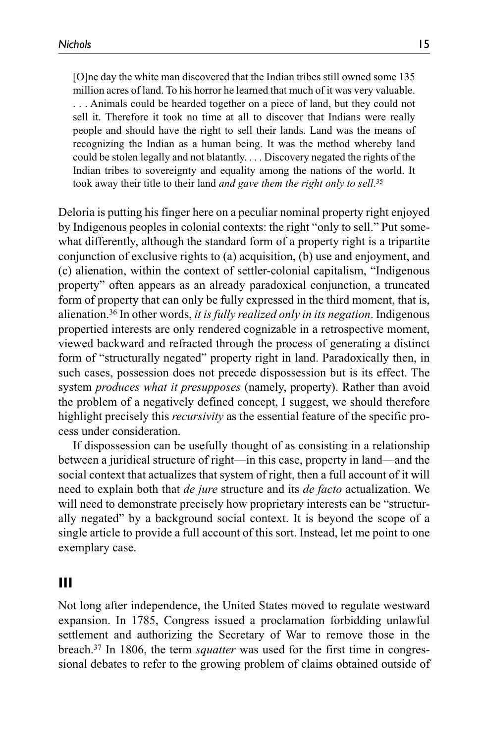> [O]ne day the white man discovered that the Indian tribes still owned some 135 million acres of land. To his horror he learned that much of it was very valuable. . . . Animals could be hearded together on a piece of land, but they could not sell it. Therefore it took no time at all to discover that Indians were really people and should have the right to sell their lands. Land was the means of recognizing the Indian as a human being. It was the method whereby land could be stolen legally and not blatantly. . . . Discovery negated the rights of the Indian tribes to sovereignty and equality among the nations of the world. It took away their title to their land *and gave them the right only to sell*.[35]

Deloria is putting his finger here on a peculiar nominal property right enjoyed by Indigenous peoples in colonial contexts: the right "only to sell." Put somewhat differently, although the standard form of a property right is a tripartite conjunction of exclusive rights to (a) acquisition, (b) use and enjoyment, and (c) alienation, within the context of settler-colonial capitalism, "Indigenous property" often appears as an already paradoxical conjunction, a truncated form of property that can only be fully expressed in the third moment, that is, alienation.[36] In other words, *it is fully realized only in its negation*. Indigenous propertied interests are only rendered cognizable in a retrospective moment, viewed backward and refracted through the process of generating a distinct form of "structurally negated" property right in land. Paradoxically then, in such cases, possession does not precede dispossession but is its effect. The system *produces what it presupposes* (namely, property). Rather than avoid the problem of a negatively defined concept, I suggest, we should therefore highlight precisely this *recursivity* as the essential feature of the specific process under consideration.

If dispossession can be usefully thought of as consisting in a relationship between a juridical structure of right—in this case, property in land—and the social context that actualizes that system of right, then a full account of it will need to explain both that *de jure* structure and its *de facto* actualization. We will need to demonstrate precisely how proprietary interests can be "structurally negated" by a background social context. It is beyond the scope of a single article to provide a full account of this sort. Instead, let me point to one exemplary case.

## III

Not long after independence, the United States moved to regulate westward expansion. In 1785, Congress issued a proclamation forbidding unlawful settlement and authorizing the Secretary of War to remove those in the breach.[37] In 1806, the term *squatter* was used for the first time in congressional debates to refer to the growing problem of claims obtained outside of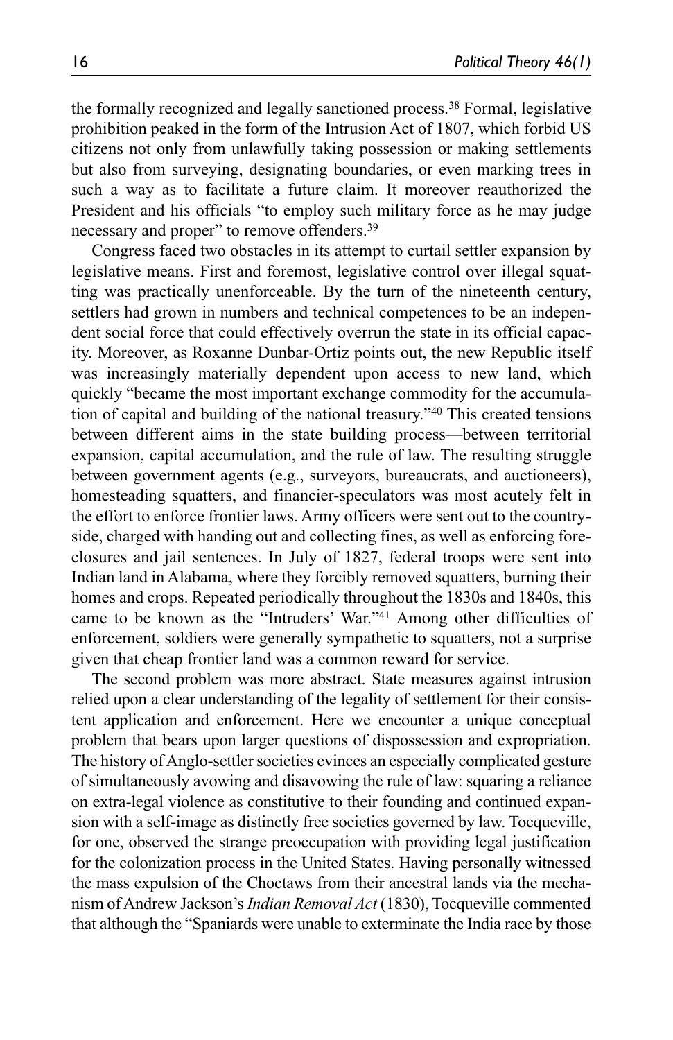the formally recognized and legally sanctioned process.[38] Formal, legislative prohibition peaked in the form of the Intrusion Act of 1807, which forbid US citizens not only from unlawfully taking possession or making settlements but also from surveying, designating boundaries, or even marking trees in such a way as to facilitate a future claim. It moreover reauthorized the President and his officials "to employ such military force as he may judge necessary and proper" to remove offenders.[39]

Congress faced two obstacles in its attempt to curtail settler expansion by legislative means. First and foremost, legislative control over illegal squatting was practically unenforceable. By the turn of the nineteenth century, settlers had grown in numbers and technical competences to be an independent social force that could effectively overrun the state in its official capacity. Moreover, as Roxanne Dunbar-Ortiz points out, the new Republic itself was increasingly materially dependent upon access to new land, which quickly "became the most important exchange commodity for the accumulation of capital and building of the national treasury."[40] This created tensions between different aims in the state building process—between territorial expansion, capital accumulation, and the rule of law. The resulting struggle between government agents (e.g., surveyors, bureaucrats, and auctioneers), homesteading squatters, and financier-speculators was most acutely felt in the effort to enforce frontier laws. Army officers were sent out to the countryside, charged with handing out and collecting fines, as well as enforcing foreclosures and jail sentences. In July of 1827, federal troops were sent into Indian land in Alabama, where they forcibly removed squatters, burning their homes and crops. Repeated periodically throughout the 1830s and 1840s, this came to be known as the "Intruders' War."[41] Among other difficulties of enforcement, soldiers were generally sympathetic to squatters, not a surprise given that cheap frontier land was a common reward for service.

The second problem was more abstract. State measures against intrusion relied upon a clear understanding of the legality of settlement for their consistent application and enforcement. Here we encounter a unique conceptual problem that bears upon larger questions of dispossession and expropriation. The history of Anglo-settler societies evinces an especially complicated gesture of simultaneously avowing and disavowing the rule of law: squaring a reliance on extra-legal violence as constitutive to their founding and continued expansion with a self-image as distinctly free societies governed by law. Tocqueville, for one, observed the strange preoccupation with providing legal justification for the colonization process in the United States. Having personally witnessed the mass expulsion of the Choctaws from their ancestral lands via the mechanism of Andrew Jackson's *Indian Removal Act* (1830), Tocqueville commented that although the "Spaniards were unable to exterminate the India race by those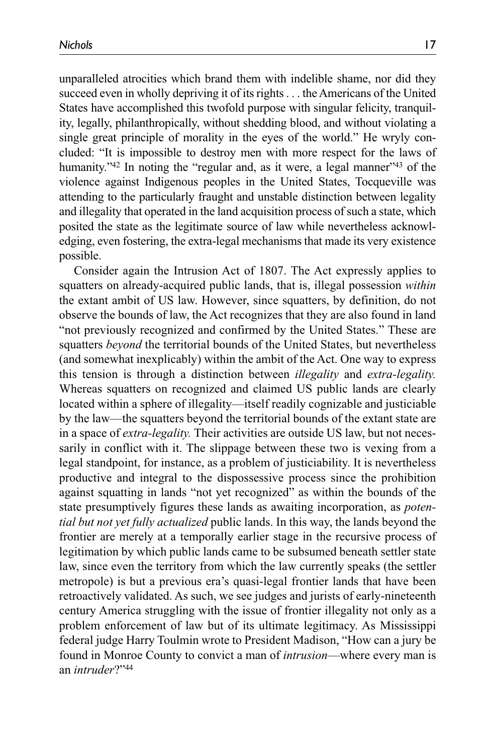unparalleled atrocities which brand them with indelible shame, nor did they succeed even in wholly depriving it of its rights . . . the Americans of the United States have accomplished this twofold purpose with singular felicity, tranquility, legally, philanthropically, without shedding blood, and without violating a single great principle of morality in the eyes of the world." He wryly concluded: "It is impossible to destroy men with more respect for the laws of humanity."[42] In noting the "regular and, as it were, a legal manner"[43] of the violence against Indigenous peoples in the United States, Tocqueville was attending to the particularly fraught and unstable distinction between legality and illegality that operated in the land acquisition process of such a state, which posited the state as the legitimate source of law while nevertheless acknowledging, even fostering, the extra-legal mechanisms that made its very existence possible.

Consider again the Intrusion Act of 1807. The Act expressly applies to squatters on already-acquired public lands, that is, illegal possession *within* the extant ambit of US law. However, since squatters, by definition, do not observe the bounds of law, the Act recognizes that they are also found in land "not previously recognized and confirmed by the United States." These are squatters *beyond* the territorial bounds of the United States, but nevertheless (and somewhat inexplicably) within the ambit of the Act. One way to express this tension is through a distinction between *illegality* and *extra-legality.* Whereas squatters on recognized and claimed US public lands are clearly located within a sphere of illegality—itself readily cognizable and justiciable by the law—the squatters beyond the territorial bounds of the extant state are in a space of *extra-legality.* Their activities are outside US law, but not necessarily in conflict with it. The slippage between these two is vexing from a legal standpoint, for instance, as a problem of justiciability. It is nevertheless productive and integral to the dispossessive process since the prohibition against squatting in lands "not yet recognized" as within the bounds of the state presumptively figures these lands as awaiting incorporation, as *potential but not yet fully actualized* public lands. In this way, the lands beyond the frontier are merely at a temporally earlier stage in the recursive process of legitimation by which public lands came to be subsumed beneath settler state law, since even the territory from which the law currently speaks (the settler metropole) is but a previous era's quasi-legal frontier lands that have been retroactively validated. As such, we see judges and jurists of early-nineteenth century America struggling with the issue of frontier illegality not only as a problem enforcement of law but of its ultimate legitimacy. As Mississippi federal judge Harry Toulmin wrote to President Madison, "How can a jury be found in Monroe County to convict a man of *intrusion*—where every man is an *intruder*?"[44]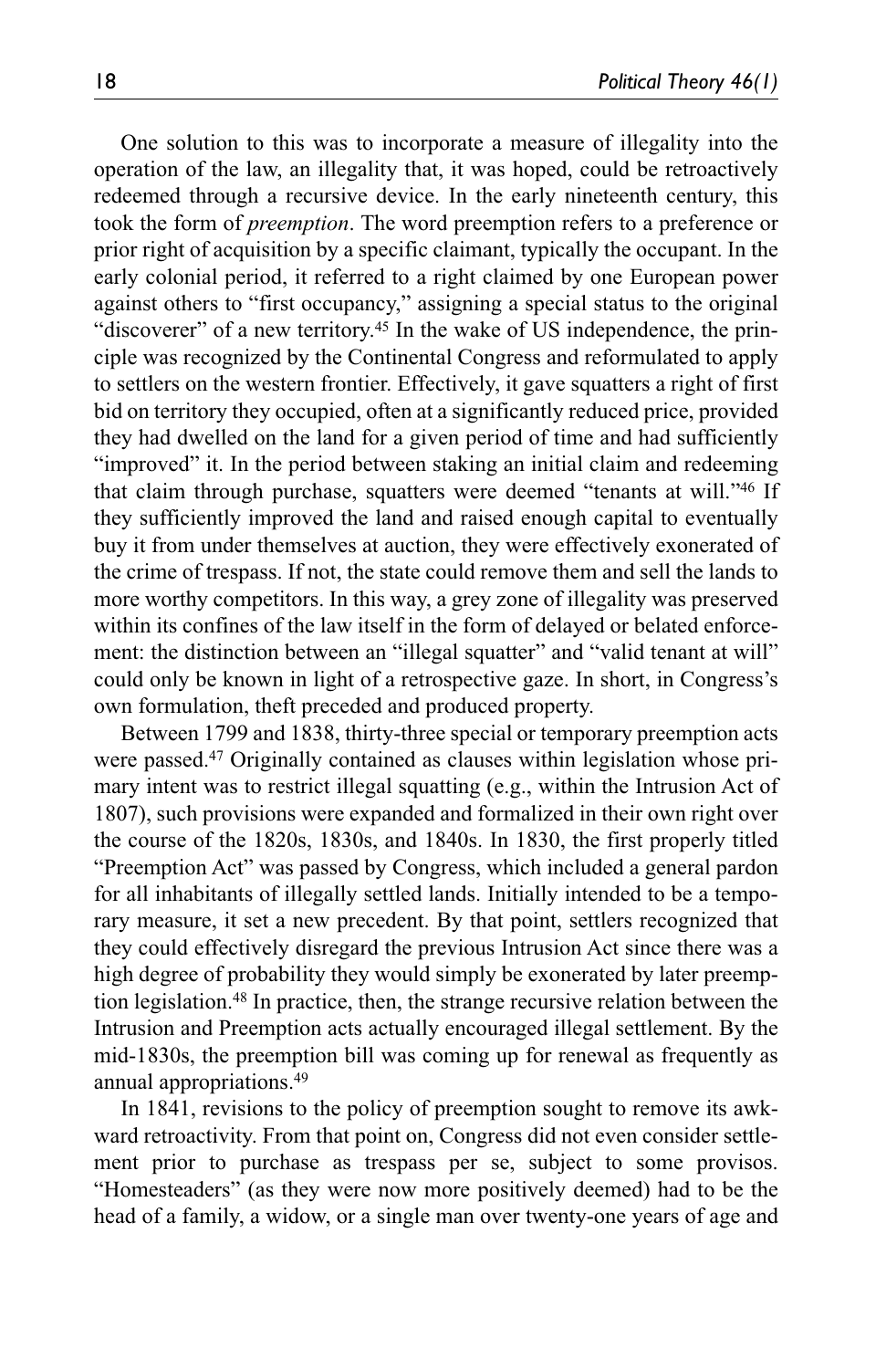One solution to this was to incorporate a measure of illegality into the operation of the law, an illegality that, it was hoped, could be retroactively redeemed through a recursive device. In the early nineteenth century, this took the form of *preemption*. The word preemption refers to a preference or prior right of acquisition by a specific claimant, typically the occupant. In the early colonial period, it referred to a right claimed by one European power against others to "first occupancy," assigning a special status to the original "discoverer" of a new territory.[45] In the wake of US independence, the principle was recognized by the Continental Congress and reformulated to apply to settlers on the western frontier. Effectively, it gave squatters a right of first bid on territory they occupied, often at a significantly reduced price, provided they had dwelled on the land for a given period of time and had sufficiently "improved" it. In the period between staking an initial claim and redeeming that claim through purchase, squatters were deemed "tenants at will."[46] If they sufficiently improved the land and raised enough capital to eventually buy it from under themselves at auction, they were effectively exonerated of the crime of trespass. If not, the state could remove them and sell the lands to more worthy competitors. In this way, a grey zone of illegality was preserved within its confines of the law itself in the form of delayed or belated enforcement: the distinction between an "illegal squatter" and "valid tenant at will" could only be known in light of a retrospective gaze. In short, in Congress's own formulation, theft preceded and produced property.

Between 1799 and 1838, thirty-three special or temporary preemption acts were passed.[47] Originally contained as clauses within legislation whose primary intent was to restrict illegal squatting (e.g., within the Intrusion Act of 1807), such provisions were expanded and formalized in their own right over the course of the 1820s, 1830s, and 1840s. In 1830, the first properly titled "Preemption Act" was passed by Congress, which included a general pardon for all inhabitants of illegally settled lands. Initially intended to be a temporary measure, it set a new precedent. By that point, settlers recognized that they could effectively disregard the previous Intrusion Act since there was a high degree of probability they would simply be exonerated by later preemption legislation.[48] In practice, then, the strange recursive relation between the Intrusion and Preemption acts actually encouraged illegal settlement. By the mid-1830s, the preemption bill was coming up for renewal as frequently as annual appropriations.[49]

In 1841, revisions to the policy of preemption sought to remove its awkward retroactivity. From that point on, Congress did not even consider settlement prior to purchase as trespass per se, subject to some provisos. "Homesteaders" (as they were now more positively deemed) had to be the head of a family, a widow, or a single man over twenty-one years of age and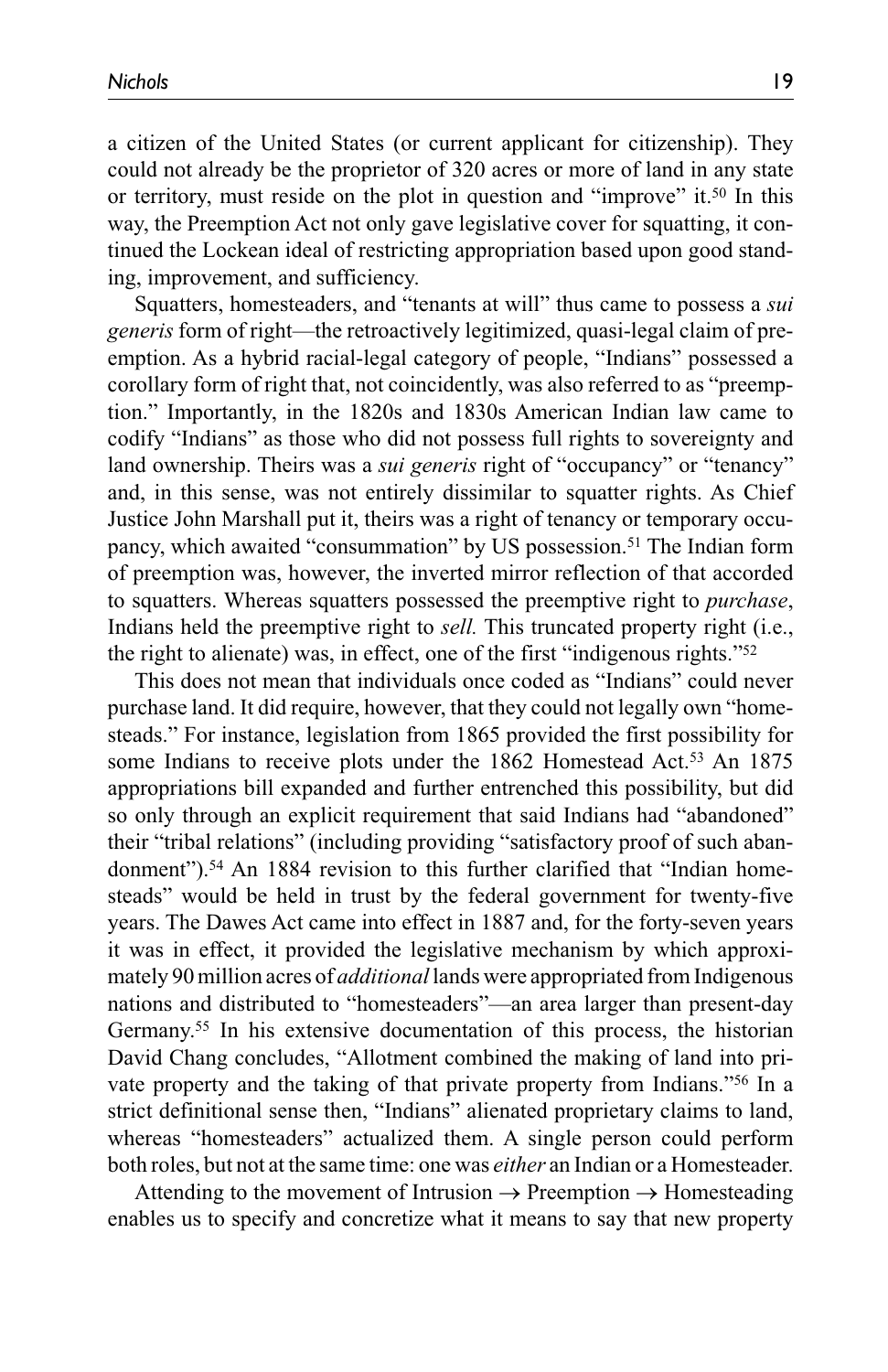a citizen of the United States (or current applicant for citizenship). They could not already be the proprietor of 320 acres or more of land in any state or territory, must reside on the plot in question and "improve" it.[50] In this way, the Preemption Act not only gave legislative cover for squatting, it continued the Lockean ideal of restricting appropriation based upon good standing, improvement, and sufficiency.

Squatters, homesteaders, and "tenants at will" thus came to possess a *sui generis* form of right—the retroactively legitimized, quasi-legal claim of preemption. As a hybrid racial-legal category of people, "Indians" possessed a corollary form of right that, not coincidently, was also referred to as "preemption." Importantly, in the 1820s and 1830s American Indian law came to codify "Indians" as those who did not possess full rights to sovereignty and land ownership. Theirs was a *sui generis* right of "occupancy" or "tenancy" and, in this sense, was not entirely dissimilar to squatter rights. As Chief Justice John Marshall put it, theirs was a right of tenancy or temporary occupancy, which awaited "consummation" by US possession.[51] The Indian form of preemption was, however, the inverted mirror reflection of that accorded to squatters. Whereas squatters possessed the preemptive right to *purchase*, Indians held the preemptive right to *sell.* This truncated property right (i.e., the right to alienate) was, in effect, one of the first "indigenous rights."[52]

This does not mean that individuals once coded as "Indians" could never purchase land. It did require, however, that they could not legally own "homesteads." For instance, legislation from 1865 provided the first possibility for some Indians to receive plots under the 1862 Homestead Act.[53] An 1875 appropriations bill expanded and further entrenched this possibility, but did so only through an explicit requirement that said Indians had "abandoned" their "tribal relations" (including providing "satisfactory proof of such abandonment").[54] An 1884 revision to this further clarified that "Indian homesteads" would be held in trust by the federal government for twenty-five years. The Dawes Act came into effect in 1887 and, for the forty-seven years it was in effect, it provided the legislative mechanism by which approximately 90 million acres of *additional* lands were appropriated from Indigenous nations and distributed to "homesteaders"—an area larger than present-day Germany.[55] In his extensive documentation of this process, the historian David Chang concludes, "Allotment combined the making of land into private property and the taking of that private property from Indians."[56] In a strict definitional sense then, "Indians" alienated proprietary claims to land, whereas "homesteaders" actualized them. A single person could perform both roles, but not at the same time: one was *either* an Indian or a Homesteader.

Attending to the movement of Intrusion → Preemption → Homesteading enables us to specify and concretize what it means to say that new property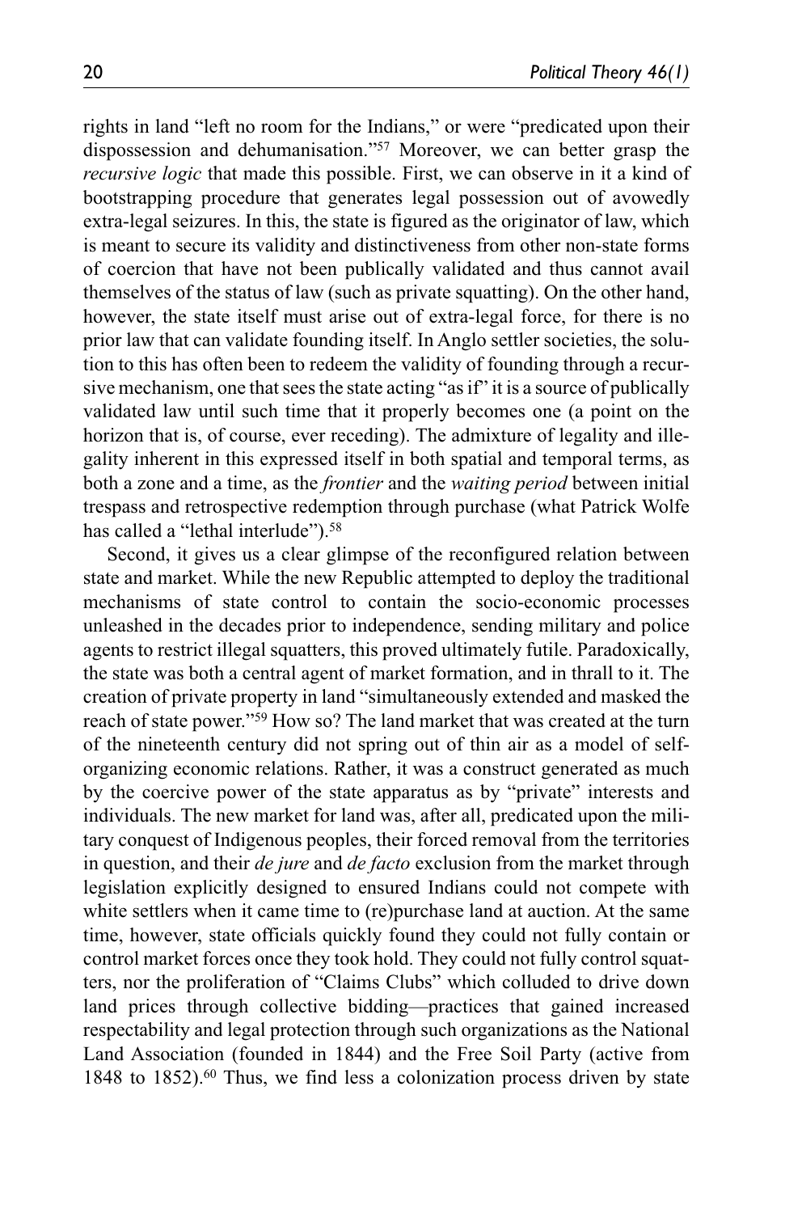rights in land "left no room for the Indians," or were "predicated upon their dispossession and dehumanisation."[57] Moreover, we can better grasp the *recursive logic* that made this possible. First, we can observe in it a kind of bootstrapping procedure that generates legal possession out of avowedly extra-legal seizures. In this, the state is figured as the originator of law, which is meant to secure its validity and distinctiveness from other non-state forms of coercion that have not been publically validated and thus cannot avail themselves of the status of law (such as private squatting). On the other hand, however, the state itself must arise out of extra-legal force, for there is no prior law that can validate founding itself. In Anglo settler societies, the solution to this has often been to redeem the validity of founding through a recursive mechanism, one that sees the state acting "as if" it is a source of publically validated law until such time that it properly becomes one (a point on the horizon that is, of course, ever receding). The admixture of legality and illegality inherent in this expressed itself in both spatial and temporal terms, as both a zone and a time, as the *frontier* and the *waiting period* between initial trespass and retrospective redemption through purchase (what Patrick Wolfe has called a "lethal interlude").[58]

Second, it gives us a clear glimpse of the reconfigured relation between state and market. While the new Republic attempted to deploy the traditional mechanisms of state control to contain the socio-economic processes unleashed in the decades prior to independence, sending military and police agents to restrict illegal squatters, this proved ultimately futile. Paradoxically, the state was both a central agent of market formation, and in thrall to it. The creation of private property in land "simultaneously extended and masked the reach of state power."[59] How so? The land market that was created at the turn of the nineteenth century did not spring out of thin air as a model of self-organizing economic relations. Rather, it was a construct generated as much by the coercive power of the state apparatus as by "private" interests and individuals. The new market for land was, after all, predicated upon the military conquest of Indigenous peoples, their forced removal from the territories in question, and their *de jure* and *de facto* exclusion from the market through legislation explicitly designed to ensured Indians could not compete with white settlers when it came time to (re)purchase land at auction. At the same time, however, state officials quickly found they could not fully contain or control market forces once they took hold. They could not fully control squatters, nor the proliferation of "Claims Clubs" which colluded to drive down land prices through collective bidding—practices that gained increased respectability and legal protection through such organizations as the National Land Association (founded in 1844) and the Free Soil Party (active from 1848 to 1852).[60] Thus, we find less a colonization process driven by state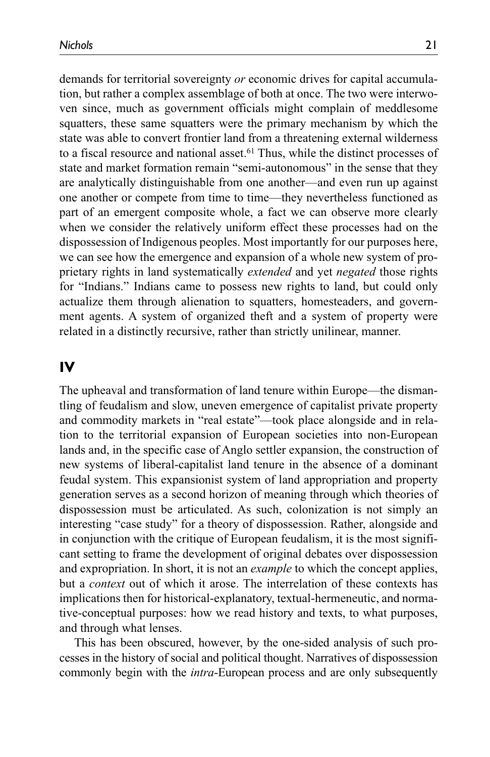demands for territorial sovereignty *or* economic drives for capital accumulation, but rather a complex assemblage of both at once. The two were interwoven since, much as government officials might complain of meddlesome squatters, these same squatters were the primary mechanism by which the state was able to convert frontier land from a threatening external wilderness to a fiscal resource and national asset.[61] Thus, while the distinct processes of state and market formation remain "semi-autonomous" in the sense that they are analytically distinguishable from one another—and even run up against one another or compete from time to time—they nevertheless functioned as part of an emergent composite whole, a fact we can observe more clearly when we consider the relatively uniform effect these processes had on the dispossession of Indigenous peoples. Most importantly for our purposes here, we can see how the emergence and expansion of a whole new system of proprietary rights in land systematically *extended* and yet *negated* those rights for "Indians." Indians came to possess new rights to land, but could only actualize them through alienation to squatters, homesteaders, and government agents. A system of organized theft and a system of property were related in a distinctly recursive, rather than strictly unilinear, manner.

## IV

The upheaval and transformation of land tenure within Europe—the dismantling of feudalism and slow, uneven emergence of capitalist private property and commodity markets in "real estate"—took place alongside and in relation to the territorial expansion of European societies into non-European lands and, in the specific case of Anglo settler expansion, the construction of new systems of liberal-capitalist land tenure in the absence of a dominant feudal system. This expansionist system of land appropriation and property generation serves as a second horizon of meaning through which theories of dispossession must be articulated. As such, colonization is not simply an interesting "case study" for a theory of dispossession. Rather, alongside and in conjunction with the critique of European feudalism, it is the most significant setting to frame the development of original debates over dispossession and expropriation. In short, it is not an *example* to which the concept applies, but a *context* out of which it arose. The interrelation of these contexts has implications then for historical-explanatory, textual-hermeneutic, and normative-conceptual purposes: how we read history and texts, to what purposes, and through what lenses.

This has been obscured, however, by the one-sided analysis of such processes in the history of social and political thought. Narratives of dispossession commonly begin with the *intra*-European process and are only subsequently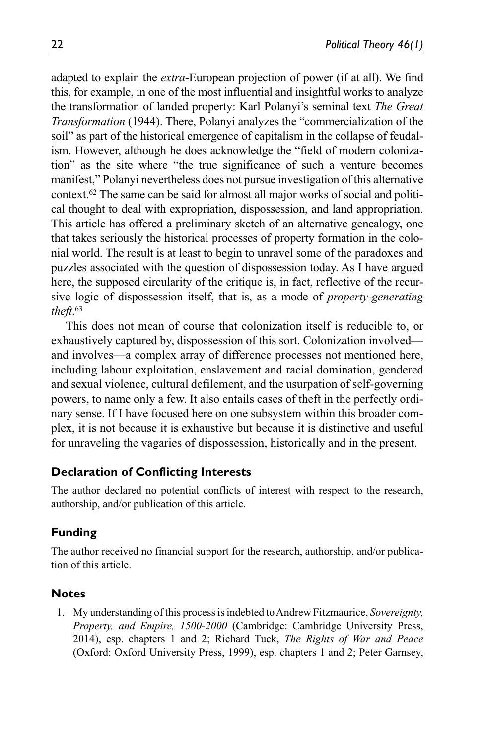adapted to explain the *extra*-European projection of power (if at all). We find this, for example, in one of the most influential and insightful works to analyze the transformation of landed property: Karl Polanyi's seminal text *The Great Transformation* (1944). There, Polanyi analyzes the "commercialization of the soil" as part of the historical emergence of capitalism in the collapse of feudalism. However, although he does acknowledge the "field of modern colonization" as the site where "the true significance of such a venture becomes manifest," Polanyi nevertheless does not pursue investigation of this alternative context.[62] The same can be said for almost all major works of social and political thought to deal with expropriation, dispossession, and land appropriation. This article has offered a preliminary sketch of an alternative genealogy, one that takes seriously the historical processes of property formation in the colonial world. The result is at least to begin to unravel some of the paradoxes and puzzles associated with the question of dispossession today. As I have argued here, the supposed circularity of the critique is, in fact, reflective of the recursive logic of dispossession itself, that is, as a mode of *property-generating theft*.[63]

This does not mean of course that colonization itself is reducible to, or exhaustively captured by, dispossession of this sort. Colonization involved—and involves—a complex array of difference processes not mentioned here, including labour exploitation, enslavement and racial domination, gendered and sexual violence, cultural defilement, and the usurpation of self-governing powers, to name only a few. It also entails cases of theft in the perfectly ordinary sense. If I have focused here on one subsystem within this broader complex, it is not because it is exhaustive but because it is distinctive and useful for unraveling the vagaries of dispossession, historically and in the present.

## Declaration of Conflicting Interests

The author declared no potential conflicts of interest with respect to the research, authorship, and/or publication of this article.

## Funding

The author received no financial support for the research, authorship, and/or publication of this article.

## Notes

1. My understanding of this process is indebted to Andrew Fitzmaurice, *Sovereignty, Property, and Empire, 1500-2000* (Cambridge: Cambridge University Press, 2014), esp. chapters 1 and 2; Richard Tuck, *The Rights of War and Peace* (Oxford: Oxford University Press, 1999), esp. chapters 1 and 2; Peter Garnsey,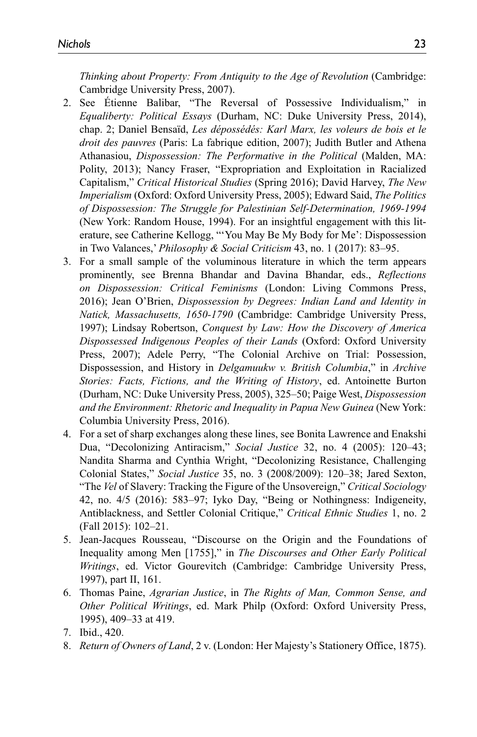*Thinking about Property: From Antiquity to the Age of Revolution* (Cambridge: Cambridge University Press, 2007).

2. See Étienne Balibar, "The Reversal of Possessive Individualism," in *Equaliberty: Political Essays* (Durham, NC: Duke University Press, 2014), chap. 2; Daniel Bensaïd, *Les dépossédés: Karl Marx, les voleurs de bois et le droit des pauvres* (Paris: La fabrique edition, 2007); Judith Butler and Athena Athanasiou, *Dispossession: The Performative in the Political* (Malden, MA: Polity, 2013); Nancy Fraser, "Expropriation and Exploitation in Racialized Capitalism," *Critical Historical Studies* (Spring 2016); David Harvey, *The New Imperialism* (Oxford: Oxford University Press, 2005); Edward Said, *The Politics of Dispossession: The Struggle for Palestinian Self-Determination, 1969-1994* (New York: Random House, 1994). For an insightful engagement with this literature, see Catherine Kellogg, "'You May Be My Body for Me': Dispossession in Two Valances,' *Philosophy & Social Criticism* 43, no. 1 (2017): 83–95.
3. For a small sample of the voluminous literature in which the term appears prominently, see Brenna Bhandar and Davina Bhandar, eds., *Reflections on Dispossession: Critical Feminisms* (London: Living Commons Press, 2016); Jean O'Brien, *Dispossession by Degrees: Indian Land and Identity in Natick, Massachusetts, 1650-1790* (Cambridge: Cambridge University Press, 1997); Lindsay Robertson, *Conquest by Law: How the Discovery of America Dispossessed Indigenous Peoples of their Lands* (Oxford: Oxford University Press, 2007); Adele Perry, "The Colonial Archive on Trial: Possession, Dispossession, and History in *Delgamuukw v. British Columbia*," in *Archive Stories: Facts, Fictions, and the Writing of History*, ed. Antoinette Burton (Durham, NC: Duke University Press, 2005), 325–50; Paige West, *Dispossession and the Environment: Rhetoric and Inequality in Papua New Guinea* (New York: Columbia University Press, 2016).
4. For a set of sharp exchanges along these lines, see Bonita Lawrence and Enakshi Dua, "Decolonizing Antiracism," *Social Justice* 32, no. 4 (2005): 120–43; Nandita Sharma and Cynthia Wright, "Decolonizing Resistance, Challenging Colonial States," *Social Justice* 35, no. 3 (2008/2009): 120–38; Jared Sexton, "The *Vel* of Slavery: Tracking the Figure of the Unsovereign," *Critical Sociology* 42, no. 4/5 (2016): 583–97; Iyko Day, "Being or Nothingness: Indigeneity, Antiblackness, and Settler Colonial Critique," *Critical Ethnic Studies* 1, no. 2 (Fall 2015): 102–21.
5. Jean-Jacques Rousseau, "Discourse on the Origin and the Foundations of Inequality among Men [1755]," in *The Discourses and Other Early Political Writings*, ed. Victor Gourevitch (Cambridge: Cambridge University Press, 1997), part II, 161.
6. Thomas Paine, *Agrarian Justice*, in *The Rights of Man, Common Sense, and Other Political Writings*, ed. Mark Philp (Oxford: Oxford University Press, 1995), 409–33 at 419.
7. Ibid., 420.
8. *Return of Owners of Land*, 2 v. (London: Her Majesty's Stationery Office, 1875).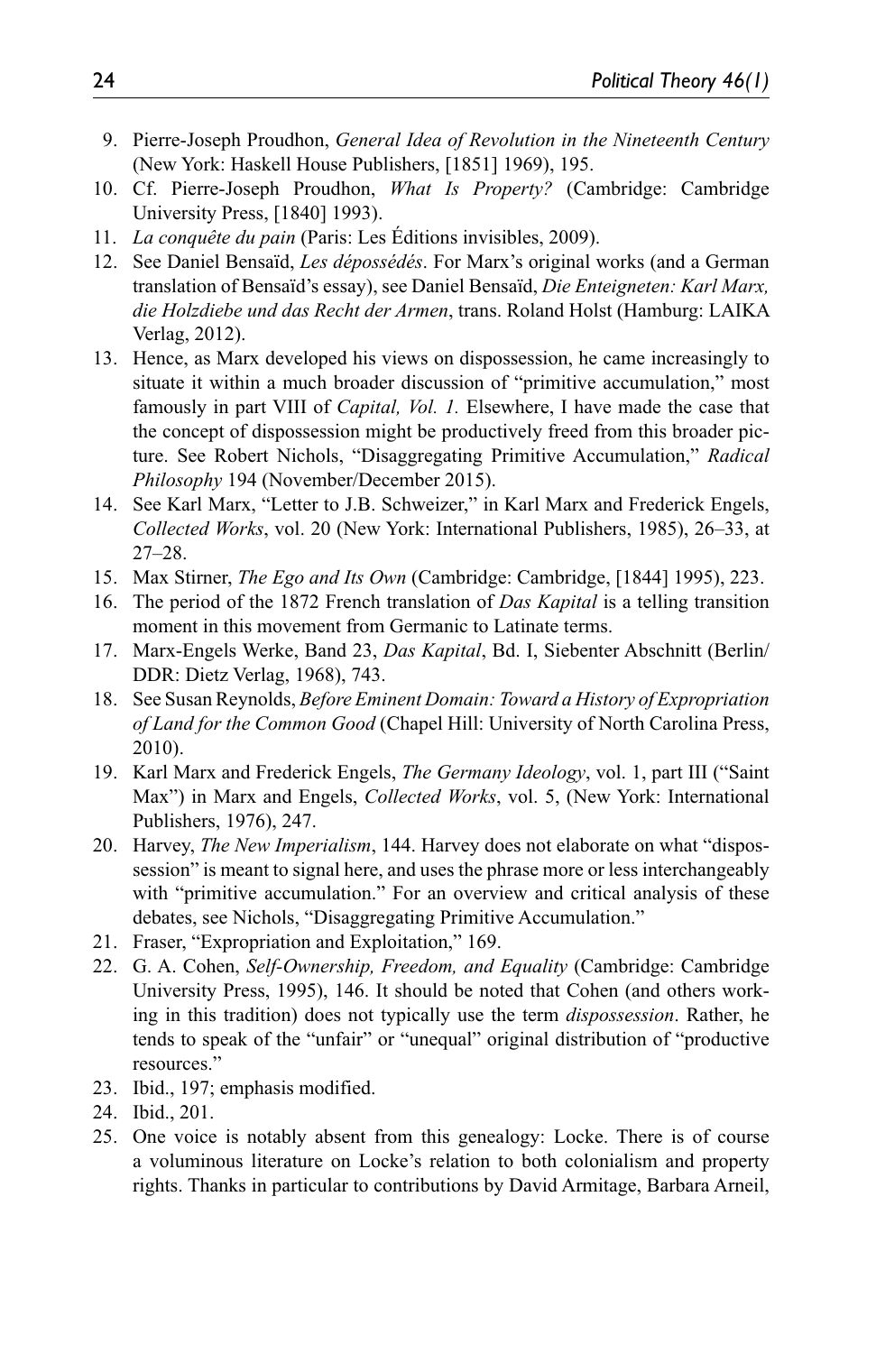9. Pierre-Joseph Proudhon, *General Idea of Revolution in the Nineteenth Century* (New York: Haskell House Publishers, [1851] 1969), 195.
10. Cf. Pierre-Joseph Proudhon, *What Is Property?* (Cambridge: Cambridge University Press, [1840] 1993).
11. *La conquête du pain* (Paris: Les Éditions invisibles, 2009).
12. See Daniel Bensaïd, *Les dépossédés*. For Marx's original works (and a German translation of Bensaïd's essay), see Daniel Bensaïd, *Die Enteigneten: Karl Marx, die Holzdiebe und das Recht der Armen*, trans. Roland Holst (Hamburg: LAIKA Verlag, 2012).
13. Hence, as Marx developed his views on dispossession, he came increasingly to situate it within a much broader discussion of "primitive accumulation," most famously in part VIII of *Capital, Vol. 1.* Elsewhere, I have made the case that the concept of dispossession might be productively freed from this broader picture. See Robert Nichols, "Disaggregating Primitive Accumulation," *Radical Philosophy* 194 (November/December 2015).
14. See Karl Marx, "Letter to J.B. Schweizer," in Karl Marx and Frederick Engels, *Collected Works*, vol. 20 (New York: International Publishers, 1985), 26–33, at 27–28.
15. Max Stirner, *The Ego and Its Own* (Cambridge: Cambridge, [1844] 1995), 223.
16. The period of the 1872 French translation of *Das Kapital* is a telling transition moment in this movement from Germanic to Latinate terms.
17. Marx-Engels Werke, Band 23, *Das Kapital*, Bd. I, Siebenter Abschnitt (Berlin/DDR: Dietz Verlag, 1968), 743.
18. See Susan Reynolds, *Before Eminent Domain: Toward a History of Expropriation of Land for the Common Good* (Chapel Hill: University of North Carolina Press, 2010).
19. Karl Marx and Frederick Engels, *The Germany Ideology*, vol. 1, part III ("Saint Max") in Marx and Engels, *Collected Works*, vol. 5, (New York: International Publishers, 1976), 247.
20. Harvey, *The New Imperialism*, 144. Harvey does not elaborate on what "dispossession" is meant to signal here, and uses the phrase more or less interchangeably with "primitive accumulation." For an overview and critical analysis of these debates, see Nichols, "Disaggregating Primitive Accumulation."
21. Fraser, "Expropriation and Exploitation," 169.
22. G. A. Cohen, *Self-Ownership, Freedom, and Equality* (Cambridge: Cambridge University Press, 1995), 146. It should be noted that Cohen (and others working in this tradition) does not typically use the term *dispossession*. Rather, he tends to speak of the "unfair" or "unequal" original distribution of "productive resources."
23. Ibid., 197; emphasis modified.
24. Ibid., 201.
25. One voice is notably absent from this genealogy: Locke. There is of course a voluminous literature on Locke's relation to both colonialism and property rights. Thanks in particular to contributions by David Armitage, Barbara Arneil,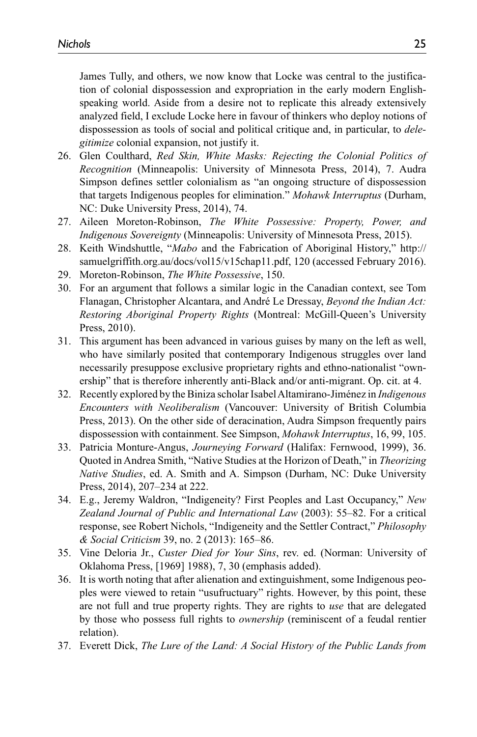James Tully, and others, we now know that Locke was central to the justification of colonial dispossession and expropriation in the early modern English-speaking world. Aside from a desire not to replicate this already extensively analyzed field, I exclude Locke here in favour of thinkers who deploy notions of dispossession as tools of social and political critique and, in particular, to *delegitimize* colonial expansion, not justify it.

26. Glen Coulthard, *Red Skin, White Masks: Rejecting the Colonial Politics of Recognition* (Minneapolis: University of Minnesota Press, 2014), 7. Audra Simpson defines settler colonialism as "an ongoing structure of dispossession that targets Indigenous peoples for elimination." *Mohawk Interruptus* (Durham, NC: Duke University Press, 2014), 74.
27. Aileen Moreton-Robinson, *The White Possessive: Property, Power, and Indigenous Sovereignty* (Minneapolis: University of Minnesota Press, 2015).
28. Keith Windshuttle, "*Mabo* and the Fabrication of Aboriginal History," http://samuelgriffith.org.au/docs/vol15/v15chap11.pdf, 120 (accessed February 2016).
29. Moreton-Robinson, *The White Possessive*, 150.
30. For an argument that follows a similar logic in the Canadian context, see Tom Flanagan, Christopher Alcantara, and André Le Dressay, *Beyond the Indian Act: Restoring Aboriginal Property Rights* (Montreal: McGill-Queen's University Press, 2010).
31. This argument has been advanced in various guises by many on the left as well, who have similarly posited that contemporary Indigenous struggles over land necessarily presuppose exclusive proprietary rights and ethno-nationalist "ownership" that is therefore inherently anti-Black and/or anti-migrant. Op. cit. at 4.
32. Recently explored by the Biniza scholar Isabel Altamirano-Jiménez in *Indigenous Encounters with Neoliberalism* (Vancouver: University of British Columbia Press, 2013). On the other side of deracination, Audra Simpson frequently pairs dispossession with containment. See Simpson, *Mohawk Interruptus*, 16, 99, 105.
33. Patricia Monture-Angus, *Journeying Forward* (Halifax: Fernwood, 1999), 36. Quoted in Andrea Smith, "Native Studies at the Horizon of Death," in *Theorizing Native Studies*, ed. A. Smith and A. Simpson (Durham, NC: Duke University Press, 2014), 207–234 at 222.
34. E.g., Jeremy Waldron, "Indigeneity? First Peoples and Last Occupancy," *New Zealand Journal of Public and International Law* (2003): 55–82. For a critical response, see Robert Nichols, "Indigeneity and the Settler Contract," *Philosophy & Social Criticism* 39, no. 2 (2013): 165–86.
35. Vine Deloria Jr., *Custer Died for Your Sins*, rev. ed. (Norman: University of Oklahoma Press, [1969] 1988), 7, 30 (emphasis added).
36. It is worth noting that after alienation and extinguishment, some Indigenous peoples were viewed to retain "usufructuary" rights. However, by this point, these are not full and true property rights. They are rights to *use* that are delegated by those who possess full rights to *ownership* (reminiscent of a feudal rentier relation).
37. Everett Dick, *The Lure of the Land: A Social History of the Public Lands from*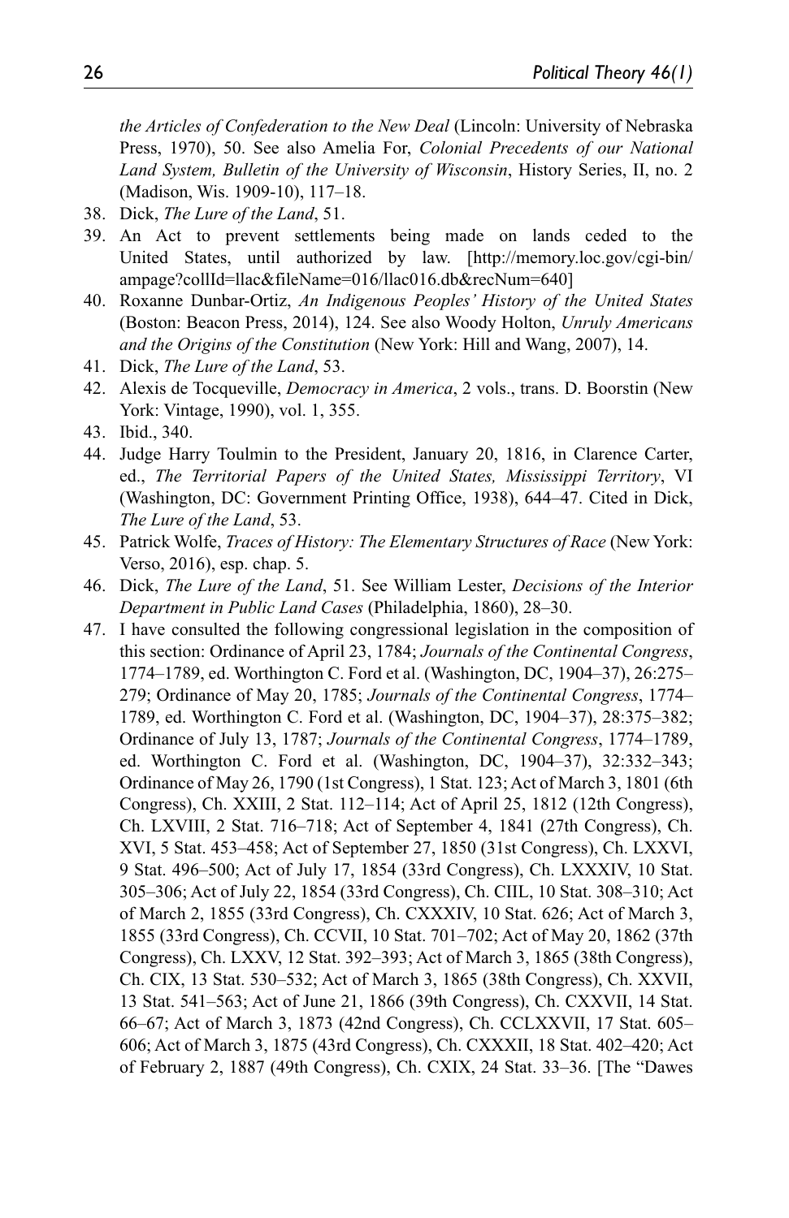*the Articles of Confederation to the New Deal* (Lincoln: University of Nebraska Press, 1970), 50. See also Amelia For, *Colonial Precedents of our National Land System, Bulletin of the University of Wisconsin*, History Series, II, no. 2 (Madison, Wis. 1909-10), 117–18.

38. Dick, *The Lure of the Land*, 51.
39. An Act to prevent settlements being made on lands ceded to the United States, until authorized by law. [http://memory.loc.gov/cgi-bin/ampage?collId=llac&fileName=016/llac016.db&recNum=640]
40. Roxanne Dunbar-Ortiz, *An Indigenous Peoples' History of the United States* (Boston: Beacon Press, 2014), 124. See also Woody Holton, *Unruly Americans and the Origins of the Constitution* (New York: Hill and Wang, 2007), 14.
41. Dick, *The Lure of the Land*, 53.
42. Alexis de Tocqueville, *Democracy in America*, 2 vols., trans. D. Boorstin (New York: Vintage, 1990), vol. 1, 355.
43. Ibid., 340.
44. Judge Harry Toulmin to the President, January 20, 1816, in Clarence Carter, ed., *The Territorial Papers of the United States, Mississippi Territory*, VI (Washington, DC: Government Printing Office, 1938), 644–47. Cited in Dick, *The Lure of the Land*, 53.
45. Patrick Wolfe, *Traces of History: The Elementary Structures of Race* (New York: Verso, 2016), esp. chap. 5.
46. Dick, *The Lure of the Land*, 51. See William Lester, *Decisions of the Interior Department in Public Land Cases* (Philadelphia, 1860), 28–30.
47. I have consulted the following congressional legislation in the composition of this section: Ordinance of April 23, 1784; *Journals of the Continental Congress*, 1774–1789, ed. Worthington C. Ford et al. (Washington, DC, 1904–37), 26:275–279; Ordinance of May 20, 1785; *Journals of the Continental Congress*, 1774–1789, ed. Worthington C. Ford et al. (Washington, DC, 1904–37), 28:375–382; Ordinance of July 13, 1787; *Journals of the Continental Congress*, 1774–1789, ed. Worthington C. Ford et al. (Washington, DC, 1904–37), 32:332–343; Ordinance of May 26, 1790 (1st Congress), 1 Stat. 123; Act of March 3, 1801 (6th Congress), Ch. XXIII, 2 Stat. 112–114; Act of April 25, 1812 (12th Congress), Ch. LXVIII, 2 Stat. 716–718; Act of September 4, 1841 (27th Congress), Ch. XVI, 5 Stat. 453–458; Act of September 27, 1850 (31st Congress), Ch. LXXVI, 9 Stat. 496–500; Act of July 17, 1854 (33rd Congress), Ch. LXXXIV, 10 Stat. 305–306; Act of July 22, 1854 (33rd Congress), Ch. CIIL, 10 Stat. 308–310; Act of March 2, 1855 (33rd Congress), Ch. CXXXIV, 10 Stat. 626; Act of March 3, 1855 (33rd Congress), Ch. CCVII, 10 Stat. 701–702; Act of May 20, 1862 (37th Congress), Ch. LXXV, 12 Stat. 392–393; Act of March 3, 1865 (38th Congress), Ch. CIX, 13 Stat. 530–532; Act of March 3, 1865 (38th Congress), Ch. XXVII, 13 Stat. 541–563; Act of June 21, 1866 (39th Congress), Ch. CXXVII, 14 Stat. 66–67; Act of March 3, 1873 (42nd Congress), Ch. CCLXXVII, 17 Stat. 605–606; Act of March 3, 1875 (43rd Congress), Ch. CXXXII, 18 Stat. 402–420; Act of February 2, 1887 (49th Congress), Ch. CXIX, 24 Stat. 33–36. [The "Dawes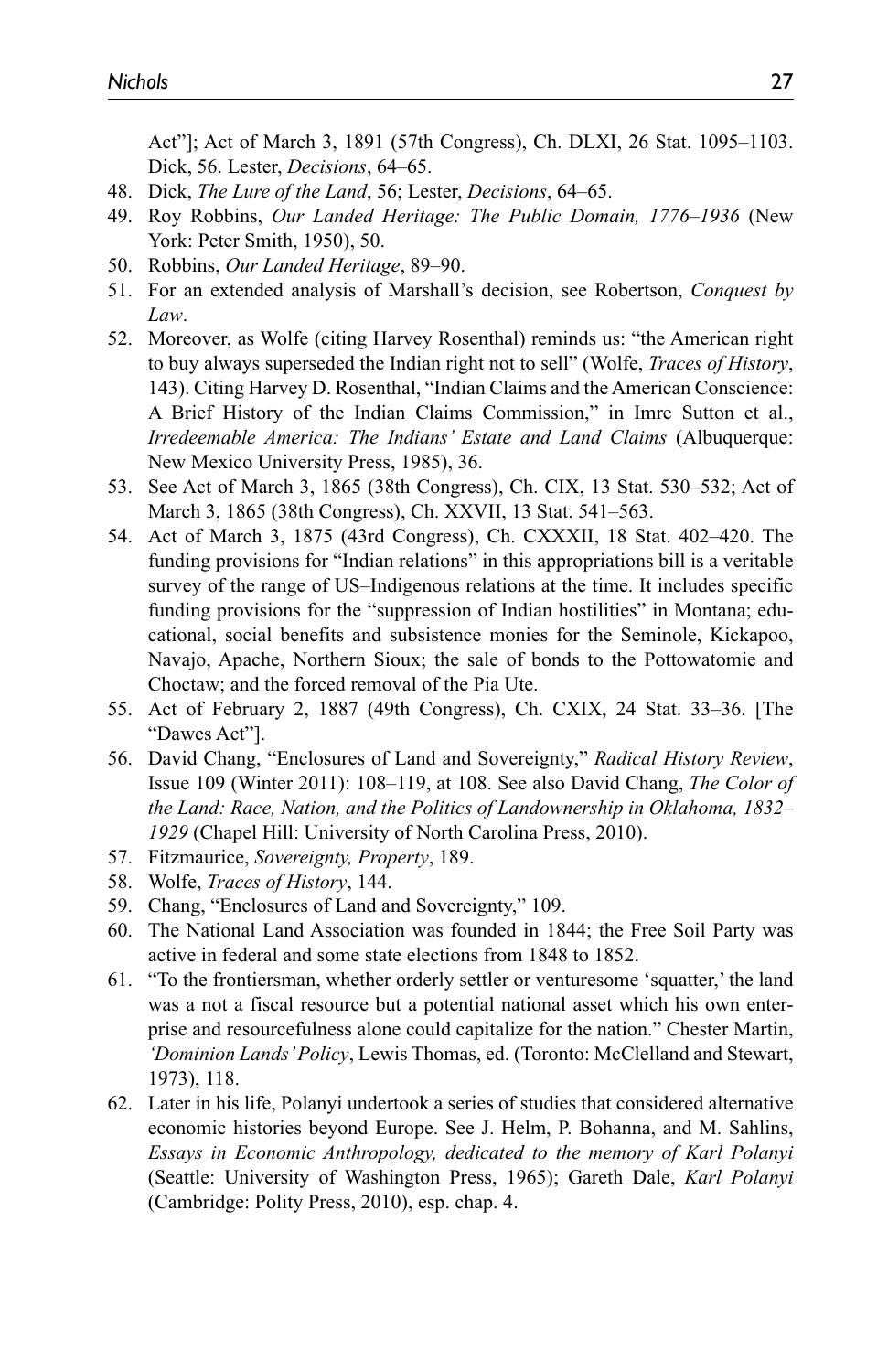Act"]; Act of March 3, 1891 (57th Congress), Ch. DLXI, 26 Stat. 1095–1103. Dick, 56. Lester, *Decisions*, 64–65.

48. Dick, *The Lure of the Land*, 56; Lester, *Decisions*, 64–65.
49. Roy Robbins, *Our Landed Heritage: The Public Domain, 1776–1936* (New York: Peter Smith, 1950), 50.
50. Robbins, *Our Landed Heritage*, 89–90.
51. For an extended analysis of Marshall's decision, see Robertson, *Conquest by Law*.
52. Moreover, as Wolfe (citing Harvey Rosenthal) reminds us: "the American right to buy always superseded the Indian right not to sell" (Wolfe, *Traces of History*, 143). Citing Harvey D. Rosenthal, "Indian Claims and the American Conscience: A Brief History of the Indian Claims Commission," in Imre Sutton et al., *Irredeemable America: The Indians' Estate and Land Claims* (Albuquerque: New Mexico University Press, 1985), 36.
53. See Act of March 3, 1865 (38th Congress), Ch. CIX, 13 Stat. 530–532; Act of March 3, 1865 (38th Congress), Ch. XXVII, 13 Stat. 541–563.
54. Act of March 3, 1875 (43rd Congress), Ch. CXXXII, 18 Stat. 402–420. The funding provisions for "Indian relations" in this appropriations bill is a veritable survey of the range of US–Indigenous relations at the time. It includes specific funding provisions for the "suppression of Indian hostilities" in Montana; educational, social benefits and subsistence monies for the Seminole, Kickapoo, Navajo, Apache, Northern Sioux; the sale of bonds to the Pottowatomie and Choctaw; and the forced removal of the Pia Ute.
55. Act of February 2, 1887 (49th Congress), Ch. CXIX, 24 Stat. 33–36. [The "Dawes Act"].
56. David Chang, "Enclosures of Land and Sovereignty," *Radical History Review*, Issue 109 (Winter 2011): 108–119, at 108. See also David Chang, *The Color of the Land: Race, Nation, and the Politics of Landownership in Oklahoma, 1832–1929* (Chapel Hill: University of North Carolina Press, 2010).
57. Fitzmaurice, *Sovereignty, Property*, 189.
58. Wolfe, *Traces of History*, 144.
59. Chang, "Enclosures of Land and Sovereignty," 109.
60. The National Land Association was founded in 1844; the Free Soil Party was active in federal and some state elections from 1848 to 1852.
61. "To the frontiersman, whether orderly settler or venturesome 'squatter,' the land was a not a fiscal resource but a potential national asset which his own enterprise and resourcefulness alone could capitalize for the nation." Chester Martin, *'Dominion Lands' Policy*, Lewis Thomas, ed. (Toronto: McClelland and Stewart, 1973), 118.
62. Later in his life, Polanyi undertook a series of studies that considered alternative economic histories beyond Europe. See J. Helm, P. Bohanna, and M. Sahlins, *Essays in Economic Anthropology, dedicated to the memory of Karl Polanyi* (Seattle: University of Washington Press, 1965); Gareth Dale, *Karl Polanyi* (Cambridge: Polity Press, 2010), esp. chap. 4.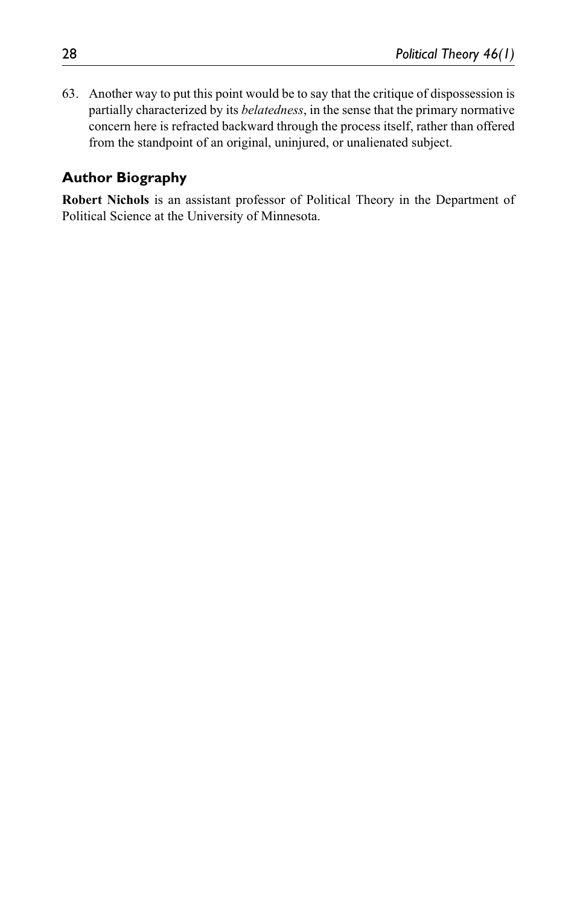63. Another way to put this point would be to say that the critique of dispossession is partially characterized by its *belatedness*, in the sense that the primary normative concern here is refracted backward through the process itself, rather than offered from the standpoint of an original, uninjured, or unalienated subject.

## Author Biography

**Robert Nichols** is an assistant professor of Political Theory in the Department of Political Science at the University of Minnesota.